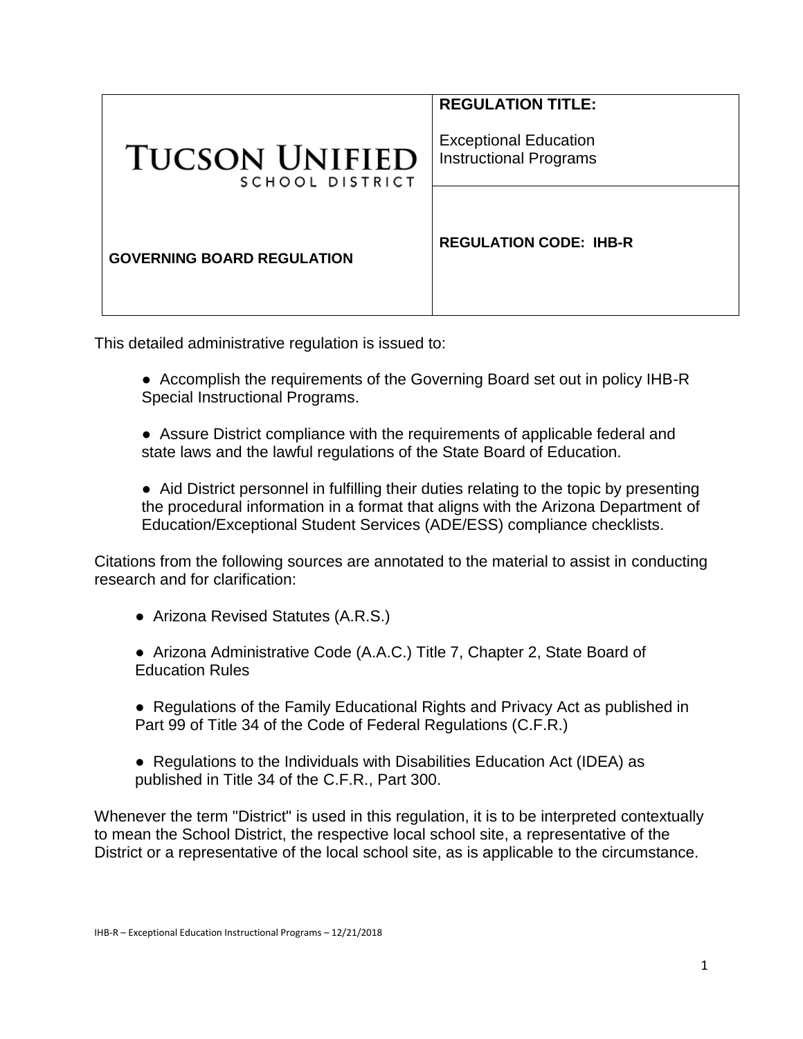| TUCSON UNIFIED SCHOOL DISTRICT | **REGULATION TITLE:** Exceptional Education Instructional Programs |
| --- | --- |
| **GOVERNING BOARD REGULATION** | **REGULATION CODE: IHB-R** |

This detailed administrative regulation is issued to:

- Accomplish the requirements of the Governing Board set out in policy IHB-R Special Instructional Programs.
- Assure District compliance with the requirements of applicable federal and state laws and the lawful regulations of the State Board of Education.
- Aid District personnel in fulfilling their duties relating to the topic by presenting the procedural information in a format that aligns with the Arizona Department of Education/Exceptional Student Services (ADE/ESS) compliance checklists.

Citations from the following sources are annotated to the material to assist in conducting research and for clarification:

- Arizona Revised Statutes (A.R.S.)
- Arizona Administrative Code (A.A.C.) Title 7, Chapter 2, State Board of Education Rules
- Regulations of the Family Educational Rights and Privacy Act as published in Part 99 of Title 34 of the Code of Federal Regulations (C.F.R.)
- Regulations to the Individuals with Disabilities Education Act (IDEA) as published in Title 34 of the C.F.R., Part 300.

Whenever the term "District" is used in this regulation, it is to be interpreted contextually to mean the School District, the respective local school site, a representative of the District or a representative of the local school site, as is applicable to the circumstance.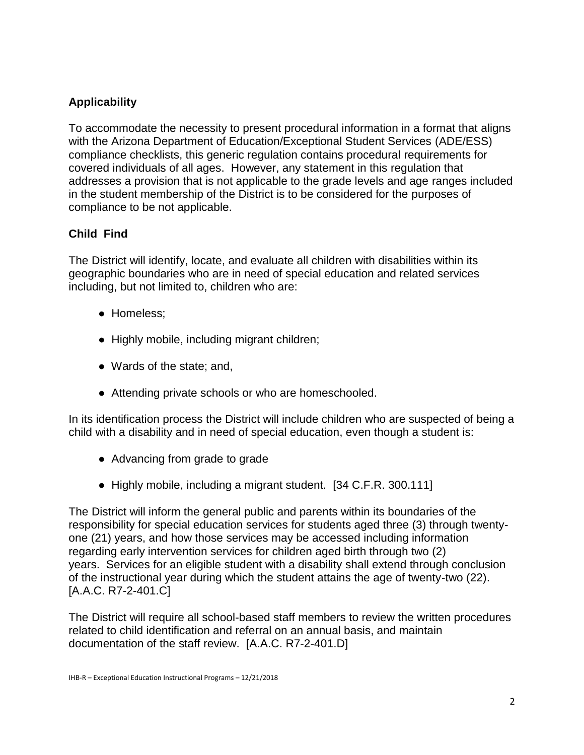## Applicability

To accommodate the necessity to present procedural information in a format that aligns with the Arizona Department of Education/Exceptional Student Services (ADE/ESS) compliance checklists, this generic regulation contains procedural requirements for covered individuals of all ages. However, any statement in this regulation that addresses a provision that is not applicable to the grade levels and age ranges included in the student membership of the District is to be considered for the purposes of compliance to be not applicable.

## Child Find

The District will identify, locate, and evaluate all children with disabilities within its geographic boundaries who are in need of special education and related services including, but not limited to, children who are:

- Homeless;
- Highly mobile, including migrant children;
- Wards of the state; and,
- Attending private schools or who are homeschooled.

In its identification process the District will include children who are suspected of being a child with a disability and in need of special education, even though a student is:

- Advancing from grade to grade
- Highly mobile, including a migrant student. [34 C.F.R. 300.111]

The District will inform the general public and parents within its boundaries of the responsibility for special education services for students aged three (3) through twenty-one (21) years, and how those services may be accessed including information regarding early intervention services for children aged birth through two (2) years. Services for an eligible student with a disability shall extend through conclusion of the instructional year during which the student attains the age of twenty-two (22). [A.A.C. R7-2-401.C]

The District will require all school-based staff members to review the written procedures related to child identification and referral on an annual basis, and maintain documentation of the staff review. [A.A.C. R7-2-401.D]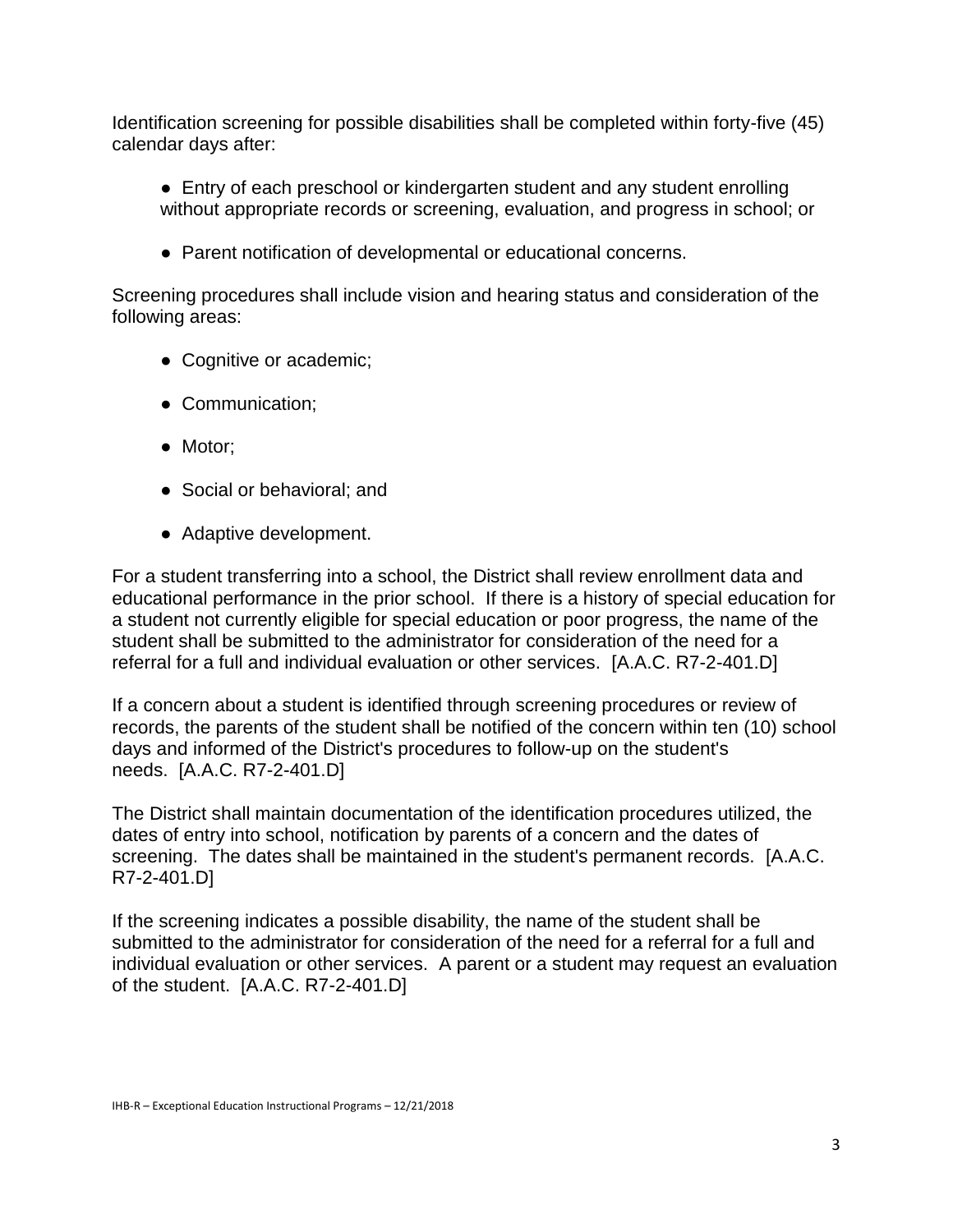Identification screening for possible disabilities shall be completed within forty-five (45) calendar days after:

- Entry of each preschool or kindergarten student and any student enrolling without appropriate records or screening, evaluation, and progress in school; or
- Parent notification of developmental or educational concerns.

Screening procedures shall include vision and hearing status and consideration of the following areas:

- Cognitive or academic;
- Communication;
- Motor;
- Social or behavioral; and
- Adaptive development.

For a student transferring into a school, the District shall review enrollment data and educational performance in the prior school. If there is a history of special education for a student not currently eligible for special education or poor progress, the name of the student shall be submitted to the administrator for consideration of the need for a referral for a full and individual evaluation or other services. [A.A.C. R7-2-401.D]

If a concern about a student is identified through screening procedures or review of records, the parents of the student shall be notified of the concern within ten (10) school days and informed of the District's procedures to follow-up on the student's needs. [A.A.C. R7-2-401.D]

The District shall maintain documentation of the identification procedures utilized, the dates of entry into school, notification by parents of a concern and the dates of screening. The dates shall be maintained in the student's permanent records. [A.A.C. R7-2-401.D]

If the screening indicates a possible disability, the name of the student shall be submitted to the administrator for consideration of the need for a referral for a full and individual evaluation or other services. A parent or a student may request an evaluation of the student. [A.A.C. R7-2-401.D]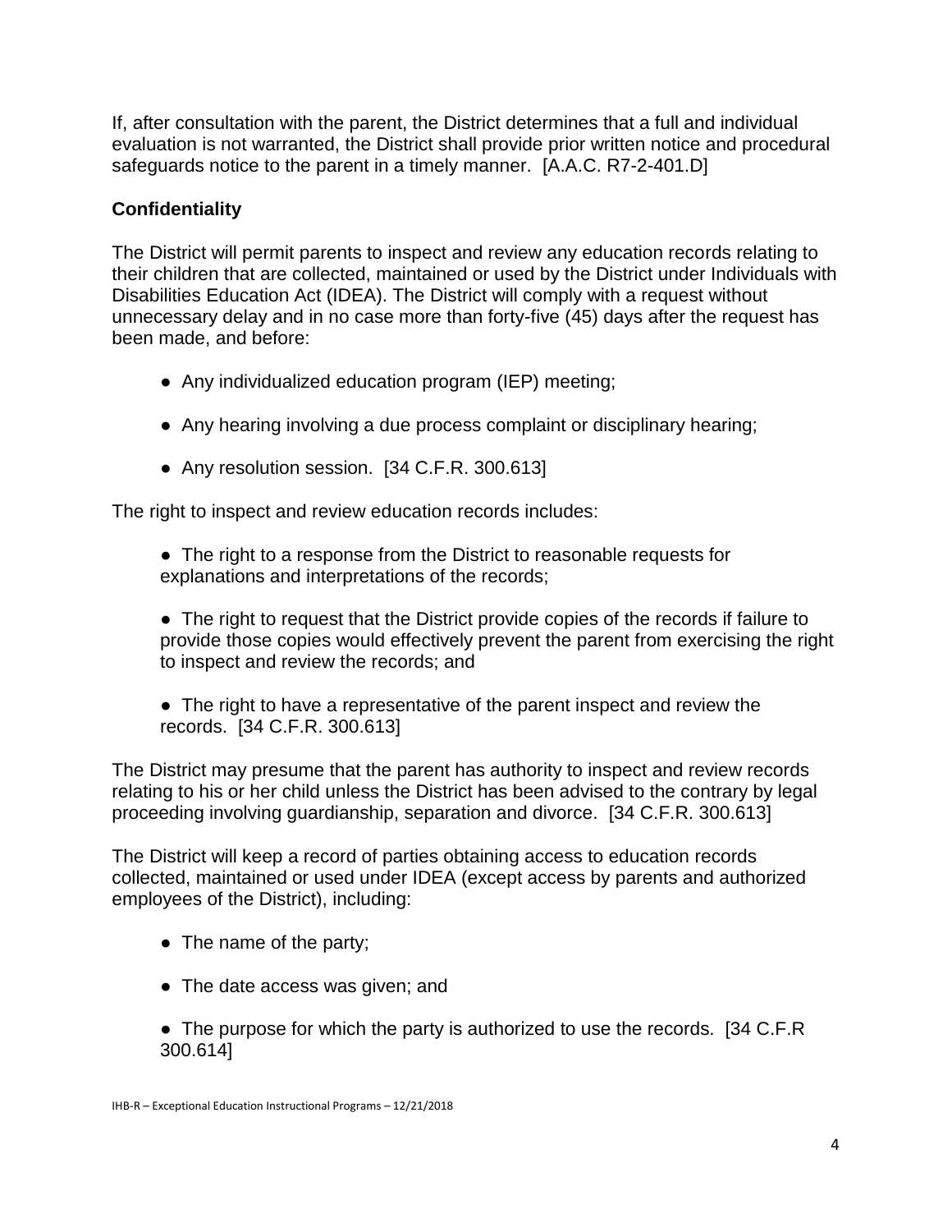If, after consultation with the parent, the District determines that a full and individual evaluation is not warranted, the District shall provide prior written notice and procedural safeguards notice to the parent in a timely manner. [A.A.C. R7-2-401.D]

**Confidentiality**

The District will permit parents to inspect and review any education records relating to their children that are collected, maintained or used by the District under Individuals with Disabilities Education Act (IDEA). The District will comply with a request without unnecessary delay and in no case more than forty-five (45) days after the request has been made, and before:

- Any individualized education program (IEP) meeting;
- Any hearing involving a due process complaint or disciplinary hearing;
- Any resolution session. [34 C.F.R. 300.613]

The right to inspect and review education records includes:

- The right to a response from the District to reasonable requests for explanations and interpretations of the records;
- The right to request that the District provide copies of the records if failure to provide those copies would effectively prevent the parent from exercising the right to inspect and review the records; and
- The right to have a representative of the parent inspect and review the records. [34 C.F.R. 300.613]

The District may presume that the parent has authority to inspect and review records relating to his or her child unless the District has been advised to the contrary by legal proceeding involving guardianship, separation and divorce. [34 C.F.R. 300.613]

The District will keep a record of parties obtaining access to education records collected, maintained or used under IDEA (except access by parents and authorized employees of the District), including:

- The name of the party;
- The date access was given; and
- The purpose for which the party is authorized to use the records. [34 C.F.R 300.614]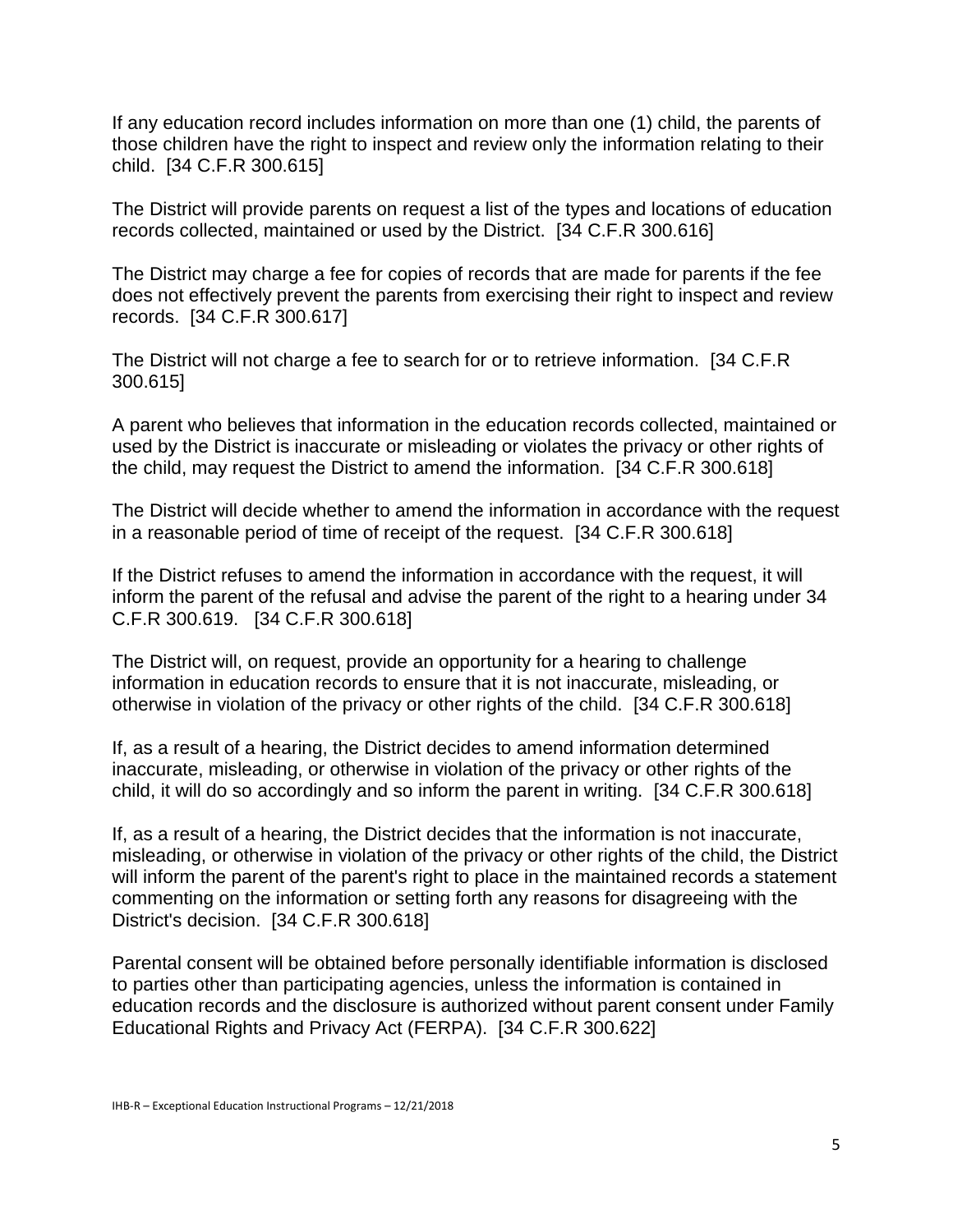If any education record includes information on more than one (1) child, the parents of those children have the right to inspect and review only the information relating to their child. [34 C.F.R 300.615]

The District will provide parents on request a list of the types and locations of education records collected, maintained or used by the District. [34 C.F.R 300.616]

The District may charge a fee for copies of records that are made for parents if the fee does not effectively prevent the parents from exercising their right to inspect and review records. [34 C.F.R 300.617]

The District will not charge a fee to search for or to retrieve information. [34 C.F.R 300.615]

A parent who believes that information in the education records collected, maintained or used by the District is inaccurate or misleading or violates the privacy or other rights of the child, may request the District to amend the information. [34 C.F.R 300.618]

The District will decide whether to amend the information in accordance with the request in a reasonable period of time of receipt of the request. [34 C.F.R 300.618]

If the District refuses to amend the information in accordance with the request, it will inform the parent of the refusal and advise the parent of the right to a hearing under 34 C.F.R 300.619. [34 C.F.R 300.618]

The District will, on request, provide an opportunity for a hearing to challenge information in education records to ensure that it is not inaccurate, misleading, or otherwise in violation of the privacy or other rights of the child. [34 C.F.R 300.618]

If, as a result of a hearing, the District decides to amend information determined inaccurate, misleading, or otherwise in violation of the privacy or other rights of the child, it will do so accordingly and so inform the parent in writing. [34 C.F.R 300.618]

If, as a result of a hearing, the District decides that the information is not inaccurate, misleading, or otherwise in violation of the privacy or other rights of the child, the District will inform the parent of the parent's right to place in the maintained records a statement commenting on the information or setting forth any reasons for disagreeing with the District's decision. [34 C.F.R 300.618]

Parental consent will be obtained before personally identifiable information is disclosed to parties other than participating agencies, unless the information is contained in education records and the disclosure is authorized without parent consent under Family Educational Rights and Privacy Act (FERPA). [34 C.F.R 300.622]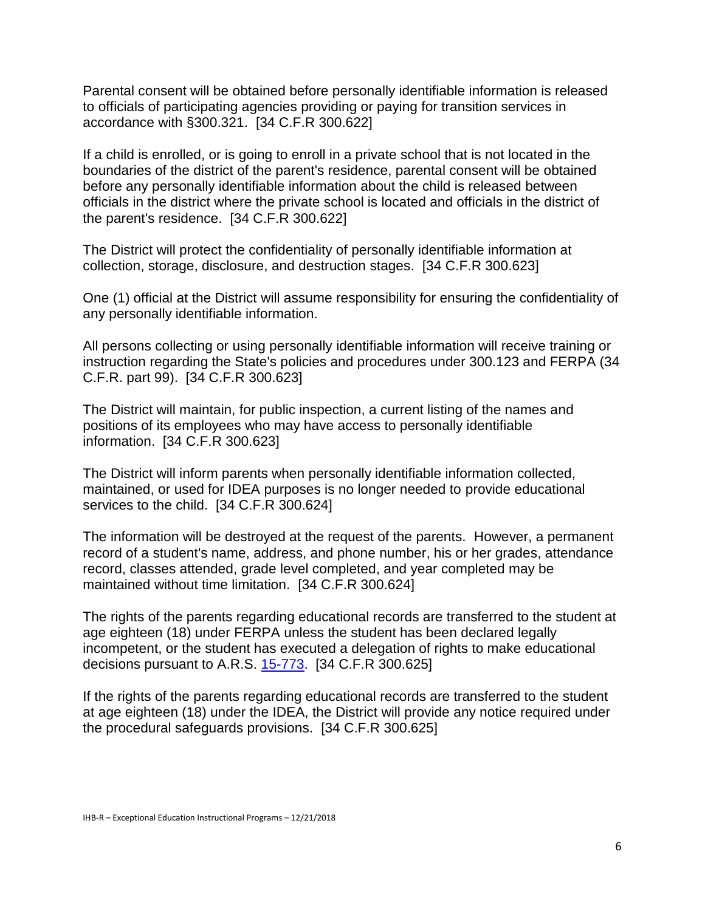Parental consent will be obtained before personally identifiable information is released to officials of participating agencies providing or paying for transition services in accordance with §300.321. [34 C.F.R 300.622]

If a child is enrolled, or is going to enroll in a private school that is not located in the boundaries of the district of the parent's residence, parental consent will be obtained before any personally identifiable information about the child is released between officials in the district where the private school is located and officials in the district of the parent's residence. [34 C.F.R 300.622]

The District will protect the confidentiality of personally identifiable information at collection, storage, disclosure, and destruction stages. [34 C.F.R 300.623]

One (1) official at the District will assume responsibility for ensuring the confidentiality of any personally identifiable information.

All persons collecting or using personally identifiable information will receive training or instruction regarding the State's policies and procedures under 300.123 and FERPA (34 C.F.R. part 99). [34 C.F.R 300.623]

The District will maintain, for public inspection, a current listing of the names and positions of its employees who may have access to personally identifiable information. [34 C.F.R 300.623]

The District will inform parents when personally identifiable information collected, maintained, or used for IDEA purposes is no longer needed to provide educational services to the child. [34 C.F.R 300.624]

The information will be destroyed at the request of the parents. However, a permanent record of a student's name, address, and phone number, his or her grades, attendance record, classes attended, grade level completed, and year completed may be maintained without time limitation. [34 C.F.R 300.624]

The rights of the parents regarding educational records are transferred to the student at age eighteen (18) under FERPA unless the student has been declared legally incompetent, or the student has executed a delegation of rights to make educational decisions pursuant to A.R.S. 15-773. [34 C.F.R 300.625]

If the rights of the parents regarding educational records are transferred to the student at age eighteen (18) under the IDEA, the District will provide any notice required under the procedural safeguards provisions. [34 C.F.R 300.625]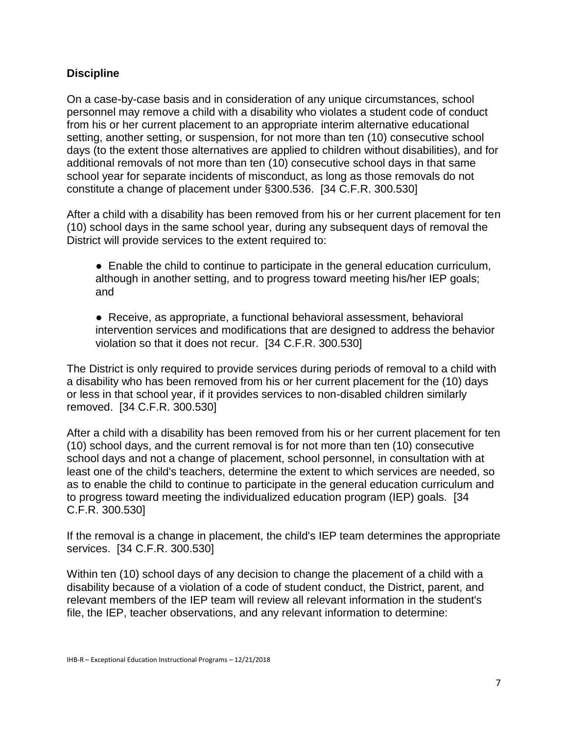## Discipline

On a case-by-case basis and in consideration of any unique circumstances, school personnel may remove a child with a disability who violates a student code of conduct from his or her current placement to an appropriate interim alternative educational setting, another setting, or suspension, for not more than ten (10) consecutive school days (to the extent those alternatives are applied to children without disabilities), and for additional removals of not more than ten (10) consecutive school days in that same school year for separate incidents of misconduct, as long as those removals do not constitute a change of placement under §300.536. [34 C.F.R. 300.530]

After a child with a disability has been removed from his or her current placement for ten (10) school days in the same school year, during any subsequent days of removal the District will provide services to the extent required to:

- Enable the child to continue to participate in the general education curriculum, although in another setting, and to progress toward meeting his/her IEP goals; and
- Receive, as appropriate, a functional behavioral assessment, behavioral intervention services and modifications that are designed to address the behavior violation so that it does not recur. [34 C.F.R. 300.530]

The District is only required to provide services during periods of removal to a child with a disability who has been removed from his or her current placement for the (10) days or less in that school year, if it provides services to non-disabled children similarly removed. [34 C.F.R. 300.530]

After a child with a disability has been removed from his or her current placement for ten (10) school days, and the current removal is for not more than ten (10) consecutive school days and not a change of placement, school personnel, in consultation with at least one of the child's teachers, determine the extent to which services are needed, so as to enable the child to continue to participate in the general education curriculum and to progress toward meeting the individualized education program (IEP) goals. [34 C.F.R. 300.530]

If the removal is a change in placement, the child's IEP team determines the appropriate services. [34 C.F.R. 300.530]

Within ten (10) school days of any decision to change the placement of a child with a disability because of a violation of a code of student conduct, the District, parent, and relevant members of the IEP team will review all relevant information in the student's file, the IEP, teacher observations, and any relevant information to determine: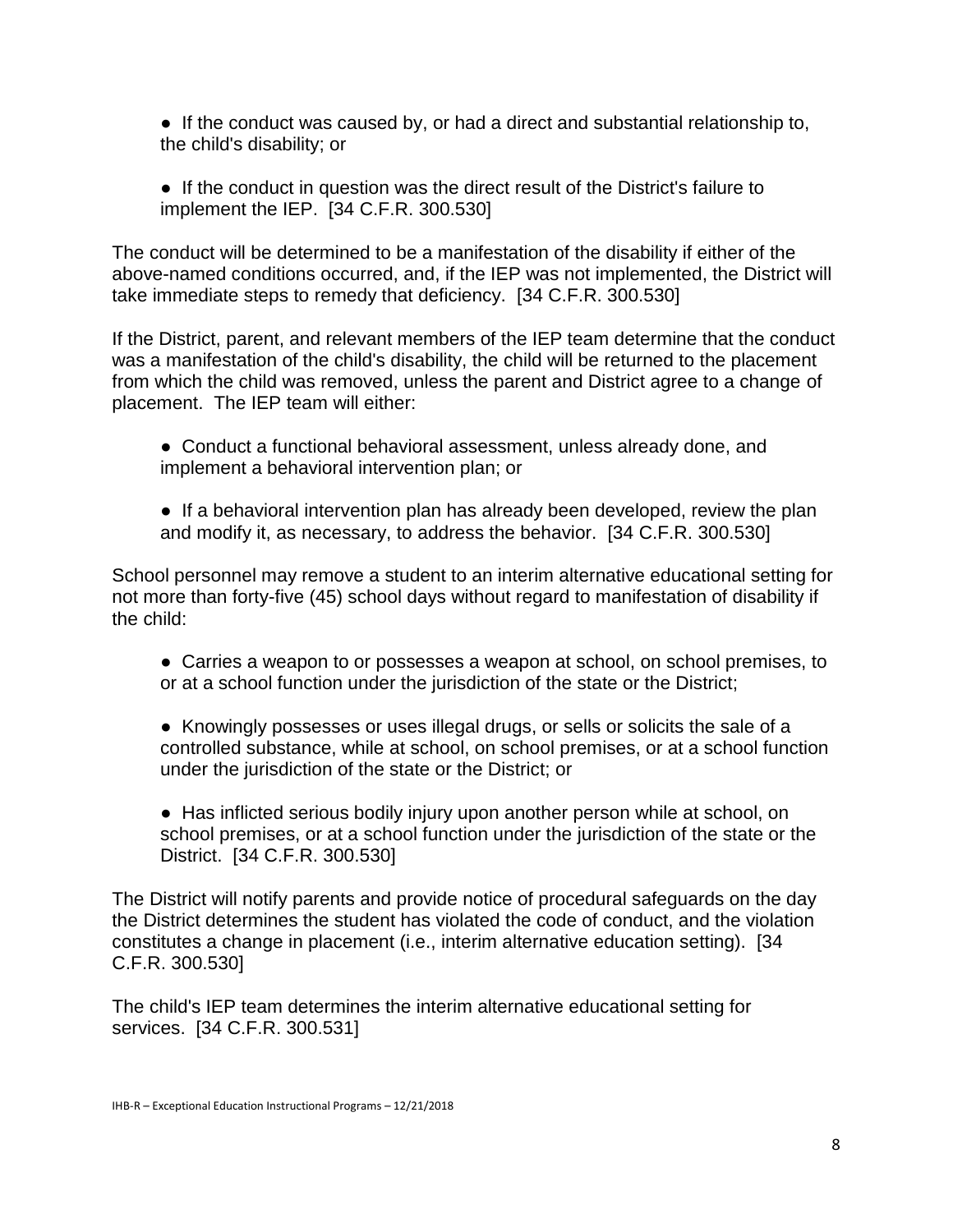- If the conduct was caused by, or had a direct and substantial relationship to, the child's disability; or

- If the conduct in question was the direct result of the District's failure to implement the IEP. [34 C.F.R. 300.530]

The conduct will be determined to be a manifestation of the disability if either of the above-named conditions occurred, and, if the IEP was not implemented, the District will take immediate steps to remedy that deficiency. [34 C.F.R. 300.530]

If the District, parent, and relevant members of the IEP team determine that the conduct was a manifestation of the child's disability, the child will be returned to the placement from which the child was removed, unless the parent and District agree to a change of placement. The IEP team will either:

- Conduct a functional behavioral assessment, unless already done, and implement a behavioral intervention plan; or

- If a behavioral intervention plan has already been developed, review the plan and modify it, as necessary, to address the behavior. [34 C.F.R. 300.530]

School personnel may remove a student to an interim alternative educational setting for not more than forty-five (45) school days without regard to manifestation of disability if the child:

- Carries a weapon to or possesses a weapon at school, on school premises, to or at a school function under the jurisdiction of the state or the District;

- Knowingly possesses or uses illegal drugs, or sells or solicits the sale of a controlled substance, while at school, on school premises, or at a school function under the jurisdiction of the state or the District; or

- Has inflicted serious bodily injury upon another person while at school, on school premises, or at a school function under the jurisdiction of the state or the District. [34 C.F.R. 300.530]

The District will notify parents and provide notice of procedural safeguards on the day the District determines the student has violated the code of conduct, and the violation constitutes a change in placement (i.e., interim alternative education setting). [34 C.F.R. 300.530]

The child's IEP team determines the interim alternative educational setting for services. [34 C.F.R. 300.531]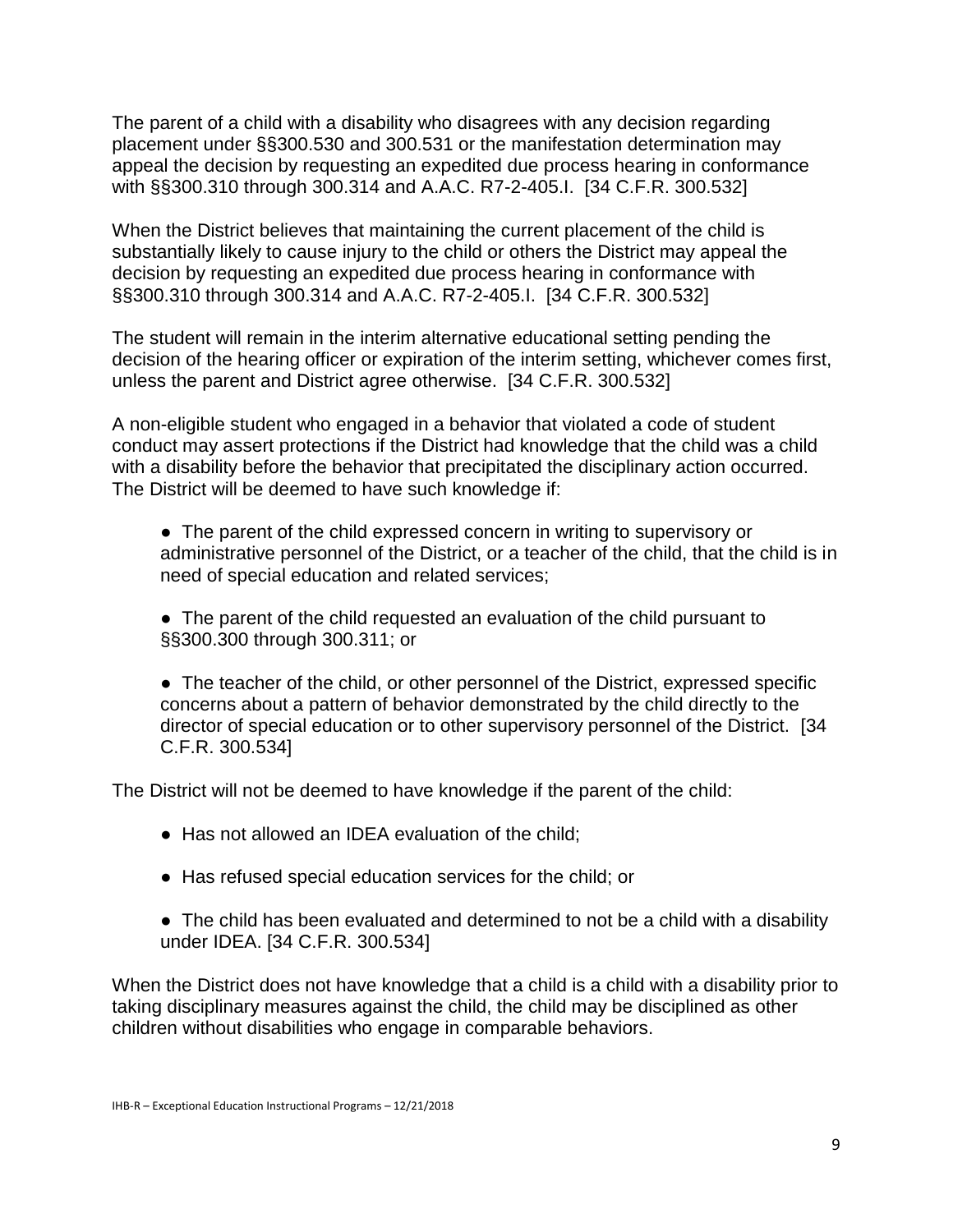The parent of a child with a disability who disagrees with any decision regarding placement under §§300.530 and 300.531 or the manifestation determination may appeal the decision by requesting an expedited due process hearing in conformance with §§300.310 through 300.314 and A.A.C. R7-2-405.I. [34 C.F.R. 300.532]

When the District believes that maintaining the current placement of the child is substantially likely to cause injury to the child or others the District may appeal the decision by requesting an expedited due process hearing in conformance with §§300.310 through 300.314 and A.A.C. R7-2-405.I. [34 C.F.R. 300.532]

The student will remain in the interim alternative educational setting pending the decision of the hearing officer or expiration of the interim setting, whichever comes first, unless the parent and District agree otherwise. [34 C.F.R. 300.532]

A non-eligible student who engaged in a behavior that violated a code of student conduct may assert protections if the District had knowledge that the child was a child with a disability before the behavior that precipitated the disciplinary action occurred. The District will be deemed to have such knowledge if:

- The parent of the child expressed concern in writing to supervisory or administrative personnel of the District, or a teacher of the child, that the child is in need of special education and related services;

- The parent of the child requested an evaluation of the child pursuant to §§300.300 through 300.311; or

- The teacher of the child, or other personnel of the District, expressed specific concerns about a pattern of behavior demonstrated by the child directly to the director of special education or to other supervisory personnel of the District. [34 C.F.R. 300.534]

The District will not be deemed to have knowledge if the parent of the child:

- Has not allowed an IDEA evaluation of the child;

- Has refused special education services for the child; or

- The child has been evaluated and determined to not be a child with a disability under IDEA. [34 C.F.R. 300.534]

When the District does not have knowledge that a child is a child with a disability prior to taking disciplinary measures against the child, the child may be disciplined as other children without disabilities who engage in comparable behaviors.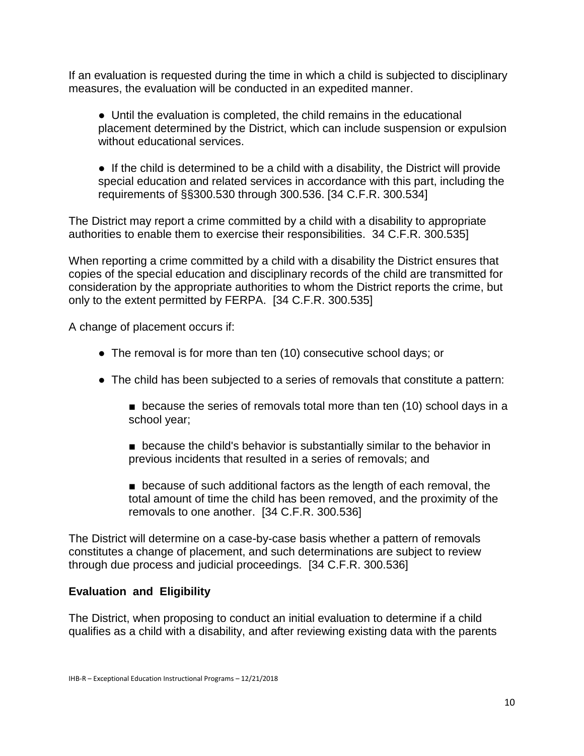If an evaluation is requested during the time in which a child is subjected to disciplinary measures, the evaluation will be conducted in an expedited manner.

- Until the evaluation is completed, the child remains in the educational placement determined by the District, which can include suspension or expulsion without educational services.

- If the child is determined to be a child with a disability, the District will provide special education and related services in accordance with this part, including the requirements of §§300.530 through 300.536. [34 C.F.R. 300.534]

The District may report a crime committed by a child with a disability to appropriate authorities to enable them to exercise their responsibilities. 34 C.F.R. 300.535]

When reporting a crime committed by a child with a disability the District ensures that copies of the special education and disciplinary records of the child are transmitted for consideration by the appropriate authorities to whom the District reports the crime, but only to the extent permitted by FERPA. [34 C.F.R. 300.535]

A change of placement occurs if:

- The removal is for more than ten (10) consecutive school days; or
- The child has been subjected to a series of removals that constitute a pattern:
  - because the series of removals total more than ten (10) school days in a school year;
  - because the child's behavior is substantially similar to the behavior in previous incidents that resulted in a series of removals; and
  - because of such additional factors as the length of each removal, the total amount of time the child has been removed, and the proximity of the removals to one another. [34 C.F.R. 300.536]

The District will determine on a case-by-case basis whether a pattern of removals constitutes a change of placement, and such determinations are subject to review through due process and judicial proceedings. [34 C.F.R. 300.536]

**Evaluation and Eligibility**

The District, when proposing to conduct an initial evaluation to determine if a child qualifies as a child with a disability, and after reviewing existing data with the parents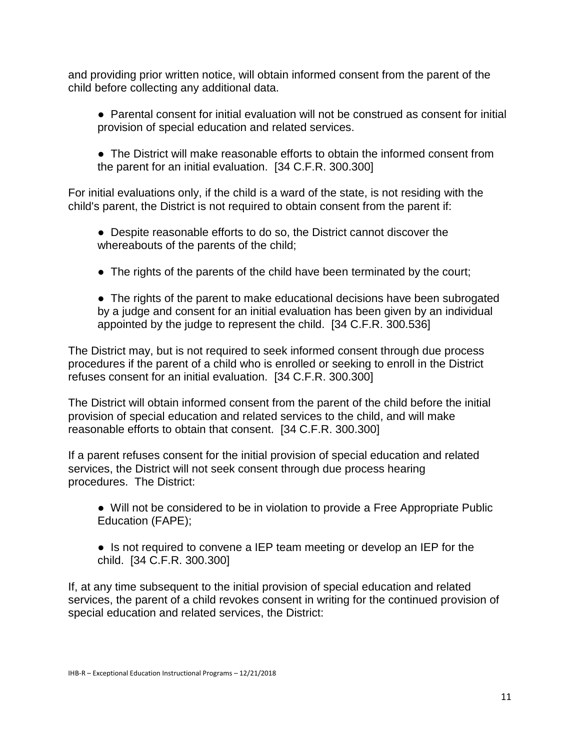and providing prior written notice, will obtain informed consent from the parent of the child before collecting any additional data.

- Parental consent for initial evaluation will not be construed as consent for initial provision of special education and related services.
- The District will make reasonable efforts to obtain the informed consent from the parent for an initial evaluation. [34 C.F.R. 300.300]

For initial evaluations only, if the child is a ward of the state, is not residing with the child's parent, the District is not required to obtain consent from the parent if:

- Despite reasonable efforts to do so, the District cannot discover the whereabouts of the parents of the child;
- The rights of the parents of the child have been terminated by the court;
- The rights of the parent to make educational decisions have been subrogated by a judge and consent for an initial evaluation has been given by an individual appointed by the judge to represent the child. [34 C.F.R. 300.536]

The District may, but is not required to seek informed consent through due process procedures if the parent of a child who is enrolled or seeking to enroll in the District refuses consent for an initial evaluation. [34 C.F.R. 300.300]

The District will obtain informed consent from the parent of the child before the initial provision of special education and related services to the child, and will make reasonable efforts to obtain that consent. [34 C.F.R. 300.300]

If a parent refuses consent for the initial provision of special education and related services, the District will not seek consent through due process hearing procedures. The District:

- Will not be considered to be in violation to provide a Free Appropriate Public Education (FAPE);
- Is not required to convene a IEP team meeting or develop an IEP for the child. [34 C.F.R. 300.300]

If, at any time subsequent to the initial provision of special education and related services, the parent of a child revokes consent in writing for the continued provision of special education and related services, the District: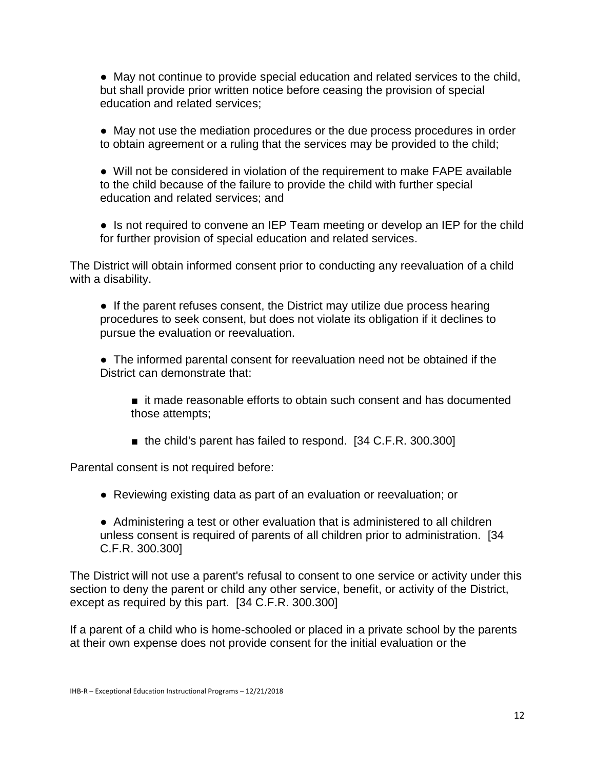- May not continue to provide special education and related services to the child, but shall provide prior written notice before ceasing the provision of special education and related services;

- May not use the mediation procedures or the due process procedures in order to obtain agreement or a ruling that the services may be provided to the child;

- Will not be considered in violation of the requirement to make FAPE available to the child because of the failure to provide the child with further special education and related services; and

- Is not required to convene an IEP Team meeting or develop an IEP for the child for further provision of special education and related services.

The District will obtain informed consent prior to conducting any reevaluation of a child with a disability.

- If the parent refuses consent, the District may utilize due process hearing procedures to seek consent, but does not violate its obligation if it declines to pursue the evaluation or reevaluation.

- The informed parental consent for reevaluation need not be obtained if the District can demonstrate that:

  - it made reasonable efforts to obtain such consent and has documented those attempts;

  - the child's parent has failed to respond. [34 C.F.R. 300.300]

Parental consent is not required before:

- Reviewing existing data as part of an evaluation or reevaluation; or

- Administering a test or other evaluation that is administered to all children unless consent is required of parents of all children prior to administration. [34 C.F.R. 300.300]

The District will not use a parent's refusal to consent to one service or activity under this section to deny the parent or child any other service, benefit, or activity of the District, except as required by this part. [34 C.F.R. 300.300]

If a parent of a child who is home-schooled or placed in a private school by the parents at their own expense does not provide consent for the initial evaluation or the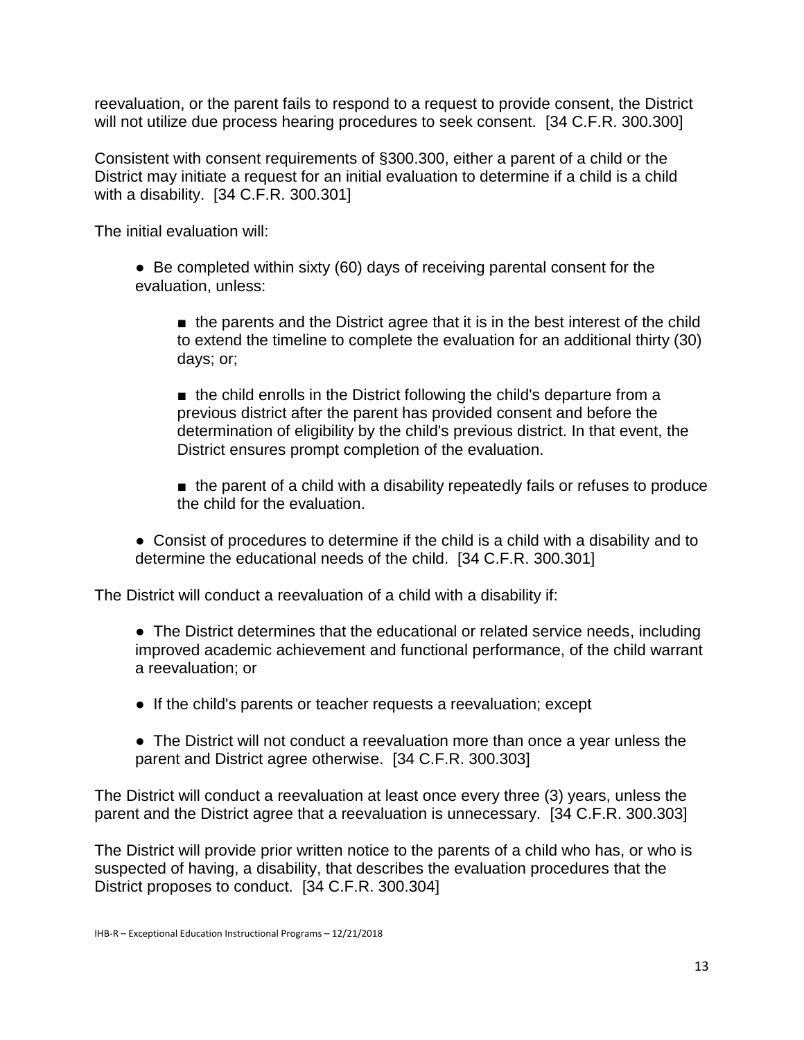reevaluation, or the parent fails to respond to a request to provide consent, the District will not utilize due process hearing procedures to seek consent. [34 C.F.R. 300.300]

Consistent with consent requirements of §300.300, either a parent of a child or the District may initiate a request for an initial evaluation to determine if a child is a child with a disability. [34 C.F.R. 300.301]

The initial evaluation will:

- Be completed within sixty (60) days of receiving parental consent for the evaluation, unless:
  - the parents and the District agree that it is in the best interest of the child to extend the timeline to complete the evaluation for an additional thirty (30) days; or;
  - the child enrolls in the District following the child's departure from a previous district after the parent has provided consent and before the determination of eligibility by the child's previous district. In that event, the District ensures prompt completion of the evaluation.
  - the parent of a child with a disability repeatedly fails or refuses to produce the child for the evaluation.
- Consist of procedures to determine if the child is a child with a disability and to determine the educational needs of the child. [34 C.F.R. 300.301]

The District will conduct a reevaluation of a child with a disability if:

- The District determines that the educational or related service needs, including improved academic achievement and functional performance, of the child warrant a reevaluation; or
- If the child's parents or teacher requests a reevaluation; except
- The District will not conduct a reevaluation more than once a year unless the parent and District agree otherwise. [34 C.F.R. 300.303]

The District will conduct a reevaluation at least once every three (3) years, unless the parent and the District agree that a reevaluation is unnecessary. [34 C.F.R. 300.303]

The District will provide prior written notice to the parents of a child who has, or who is suspected of having, a disability, that describes the evaluation procedures that the District proposes to conduct. [34 C.F.R. 300.304]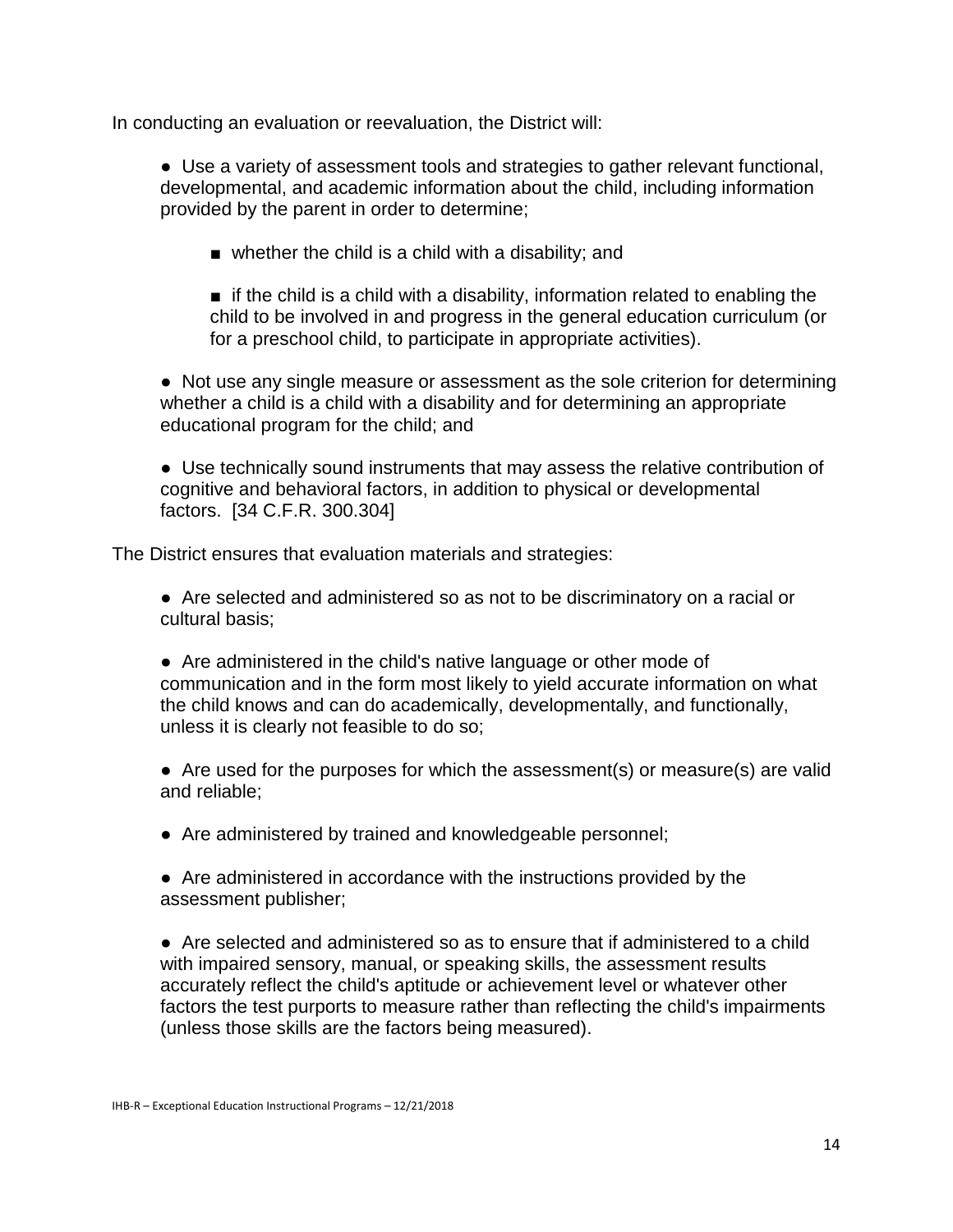In conducting an evaluation or reevaluation, the District will:

- Use a variety of assessment tools and strategies to gather relevant functional, developmental, and academic information about the child, including information provided by the parent in order to determine;
    - whether the child is a child with a disability; and
    - if the child is a child with a disability, information related to enabling the child to be involved in and progress in the general education curriculum (or for a preschool child, to participate in appropriate activities).
- Not use any single measure or assessment as the sole criterion for determining whether a child is a child with a disability and for determining an appropriate educational program for the child; and
- Use technically sound instruments that may assess the relative contribution of cognitive and behavioral factors, in addition to physical or developmental factors. [34 C.F.R. 300.304]

The District ensures that evaluation materials and strategies:

- Are selected and administered so as not to be discriminatory on a racial or cultural basis;
- Are administered in the child's native language or other mode of communication and in the form most likely to yield accurate information on what the child knows and can do academically, developmentally, and functionally, unless it is clearly not feasible to do so;
- Are used for the purposes for which the assessment(s) or measure(s) are valid and reliable;
- Are administered by trained and knowledgeable personnel;
- Are administered in accordance with the instructions provided by the assessment publisher;
- Are selected and administered so as to ensure that if administered to a child with impaired sensory, manual, or speaking skills, the assessment results accurately reflect the child's aptitude or achievement level or whatever other factors the test purports to measure rather than reflecting the child's impairments (unless those skills are the factors being measured).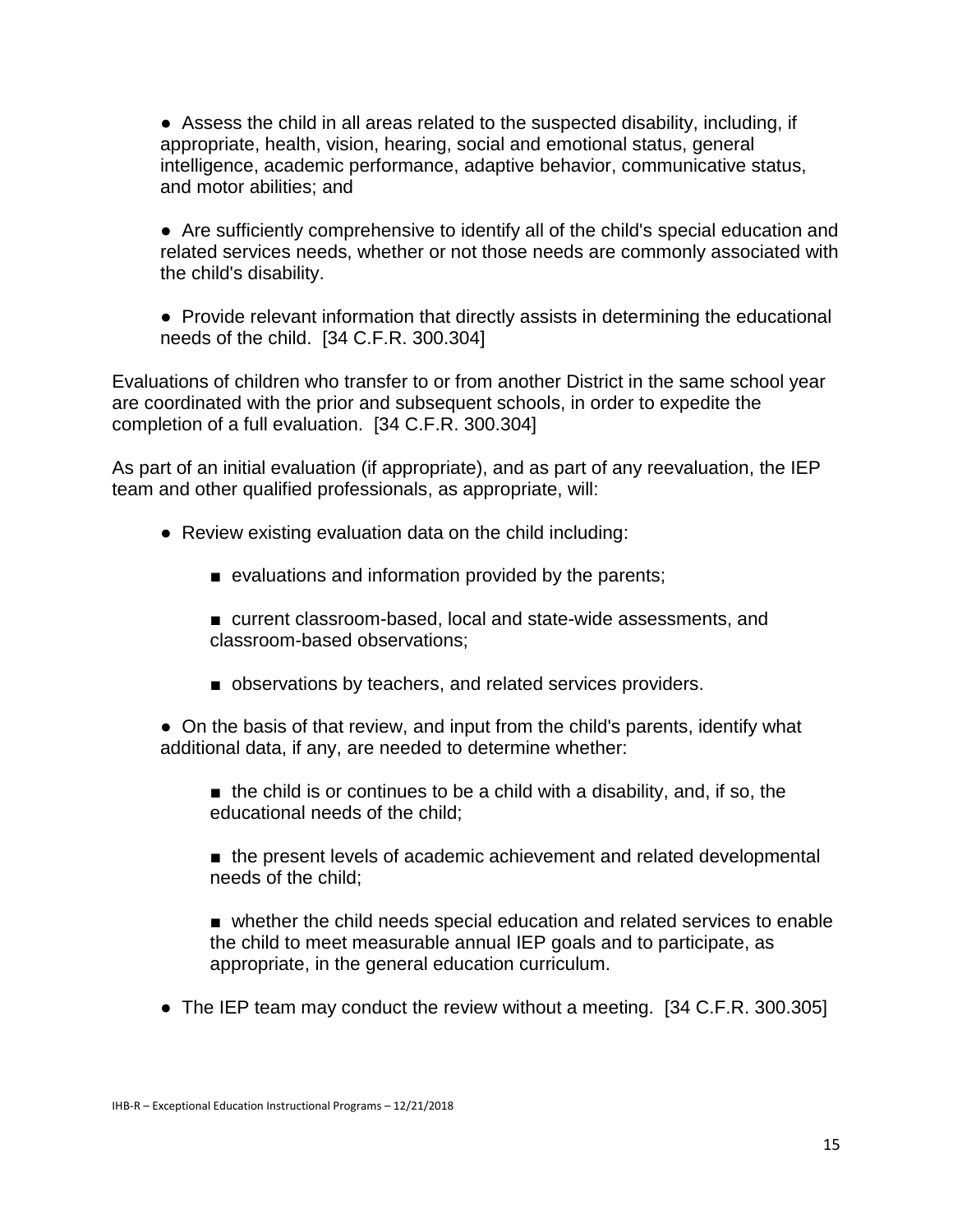- Assess the child in all areas related to the suspected disability, including, if appropriate, health, vision, hearing, social and emotional status, general intelligence, academic performance, adaptive behavior, communicative status, and motor abilities; and

- Are sufficiently comprehensive to identify all of the child's special education and related services needs, whether or not those needs are commonly associated with the child's disability.

- Provide relevant information that directly assists in determining the educational needs of the child. [34 C.F.R. 300.304]

Evaluations of children who transfer to or from another District in the same school year are coordinated with the prior and subsequent schools, in order to expedite the completion of a full evaluation. [34 C.F.R. 300.304]

As part of an initial evaluation (if appropriate), and as part of any reevaluation, the IEP team and other qualified professionals, as appropriate, will:

- Review existing evaluation data on the child including:
    - evaluations and information provided by the parents;
    - current classroom-based, local and state-wide assessments, and classroom-based observations;
    - observations by teachers, and related services providers.

- On the basis of that review, and input from the child's parents, identify what additional data, if any, are needed to determine whether:
    - the child is or continues to be a child with a disability, and, if so, the educational needs of the child;
    - the present levels of academic achievement and related developmental needs of the child;
    - whether the child needs special education and related services to enable the child to meet measurable annual IEP goals and to participate, as appropriate, in the general education curriculum.

- The IEP team may conduct the review without a meeting. [34 C.F.R. 300.305]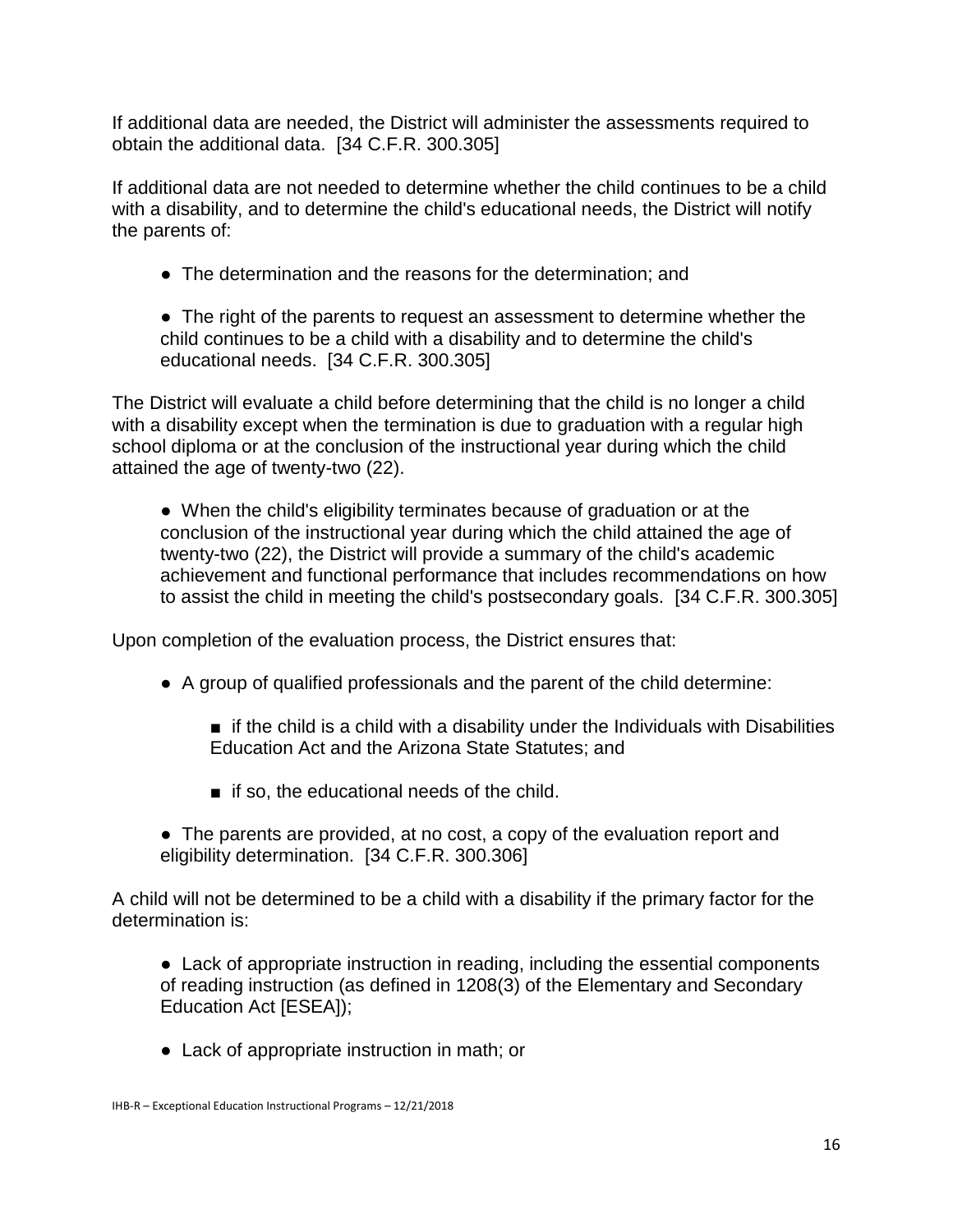If additional data are needed, the District will administer the assessments required to obtain the additional data. [34 C.F.R. 300.305]

If additional data are not needed to determine whether the child continues to be a child with a disability, and to determine the child's educational needs, the District will notify the parents of:

- The determination and the reasons for the determination; and
- The right of the parents to request an assessment to determine whether the child continues to be a child with a disability and to determine the child's educational needs. [34 C.F.R. 300.305]

The District will evaluate a child before determining that the child is no longer a child with a disability except when the termination is due to graduation with a regular high school diploma or at the conclusion of the instructional year during which the child attained the age of twenty-two (22).

- When the child's eligibility terminates because of graduation or at the conclusion of the instructional year during which the child attained the age of twenty-two (22), the District will provide a summary of the child's academic achievement and functional performance that includes recommendations on how to assist the child in meeting the child's postsecondary goals. [34 C.F.R. 300.305]

Upon completion of the evaluation process, the District ensures that:

- A group of qualified professionals and the parent of the child determine:
  - if the child is a child with a disability under the Individuals with Disabilities Education Act and the Arizona State Statutes; and
  - if so, the educational needs of the child.
- The parents are provided, at no cost, a copy of the evaluation report and eligibility determination. [34 C.F.R. 300.306]

A child will not be determined to be a child with a disability if the primary factor for the determination is:

- Lack of appropriate instruction in reading, including the essential components of reading instruction (as defined in 1208(3) of the Elementary and Secondary Education Act [ESEA]);
- Lack of appropriate instruction in math; or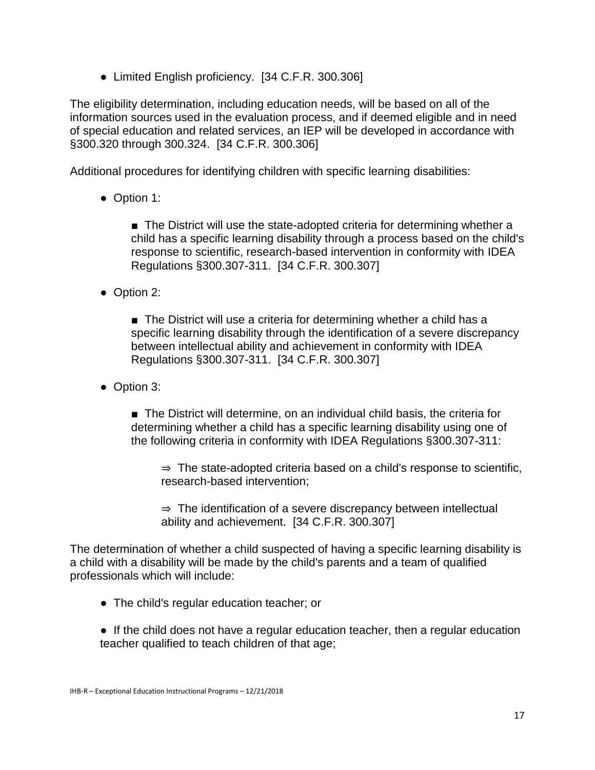- Limited English proficiency. [34 C.F.R. 300.306]

The eligibility determination, including education needs, will be based on all of the information sources used in the evaluation process, and if deemed eligible and in need of special education and related services, an IEP will be developed in accordance with §300.320 through 300.324. [34 C.F.R. 300.306]

Additional procedures for identifying children with specific learning disabilities:

- Option 1:
  - The District will use the state-adopted criteria for determining whether a child has a specific learning disability through a process based on the child's response to scientific, research-based intervention in conformity with IDEA Regulations §300.307-311. [34 C.F.R. 300.307]
- Option 2:
  - The District will use a criteria for determining whether a child has a specific learning disability through the identification of a severe discrepancy between intellectual ability and achievement in conformity with IDEA Regulations §300.307-311. [34 C.F.R. 300.307]
- Option 3:
  - The District will determine, on an individual child basis, the criteria for determining whether a child has a specific learning disability using one of the following criteria in conformity with IDEA Regulations §300.307-311:
    - ⇒ The state-adopted criteria based on a child's response to scientific, research-based intervention;
    - ⇒ The identification of a severe discrepancy between intellectual ability and achievement. [34 C.F.R. 300.307]

The determination of whether a child suspected of having a specific learning disability is a child with a disability will be made by the child's parents and a team of qualified professionals which will include:

- The child's regular education teacher; or
- If the child does not have a regular education teacher, then a regular education teacher qualified to teach children of that age;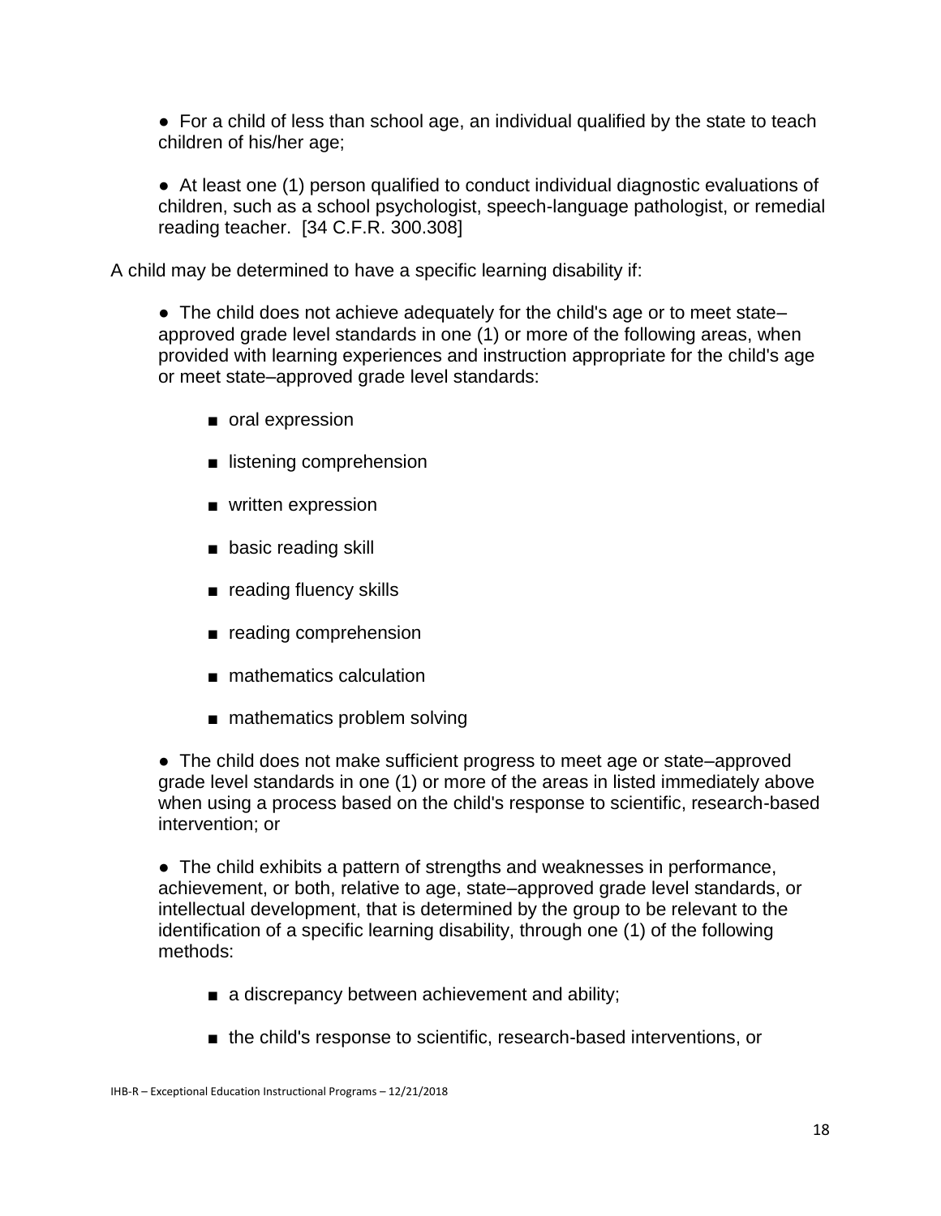- For a child of less than school age, an individual qualified by the state to teach children of his/her age;

- At least one (1) person qualified to conduct individual diagnostic evaluations of children, such as a school psychologist, speech-language pathologist, or remedial reading teacher. [34 C.F.R. 300.308]

A child may be determined to have a specific learning disability if:

- The child does not achieve adequately for the child's age or to meet state–approved grade level standards in one (1) or more of the following areas, when provided with learning experiences and instruction appropriate for the child's age or meet state–approved grade level standards:

  - oral expression
  - listening comprehension
  - written expression
  - basic reading skill
  - reading fluency skills
  - reading comprehension
  - mathematics calculation
  - mathematics problem solving

- The child does not make sufficient progress to meet age or state–approved grade level standards in one (1) or more of the areas in listed immediately above when using a process based on the child's response to scientific, research-based intervention; or

- The child exhibits a pattern of strengths and weaknesses in performance, achievement, or both, relative to age, state–approved grade level standards, or intellectual development, that is determined by the group to be relevant to the identification of a specific learning disability, through one (1) of the following methods:

  - a discrepancy between achievement and ability;
  - the child's response to scientific, research-based interventions, or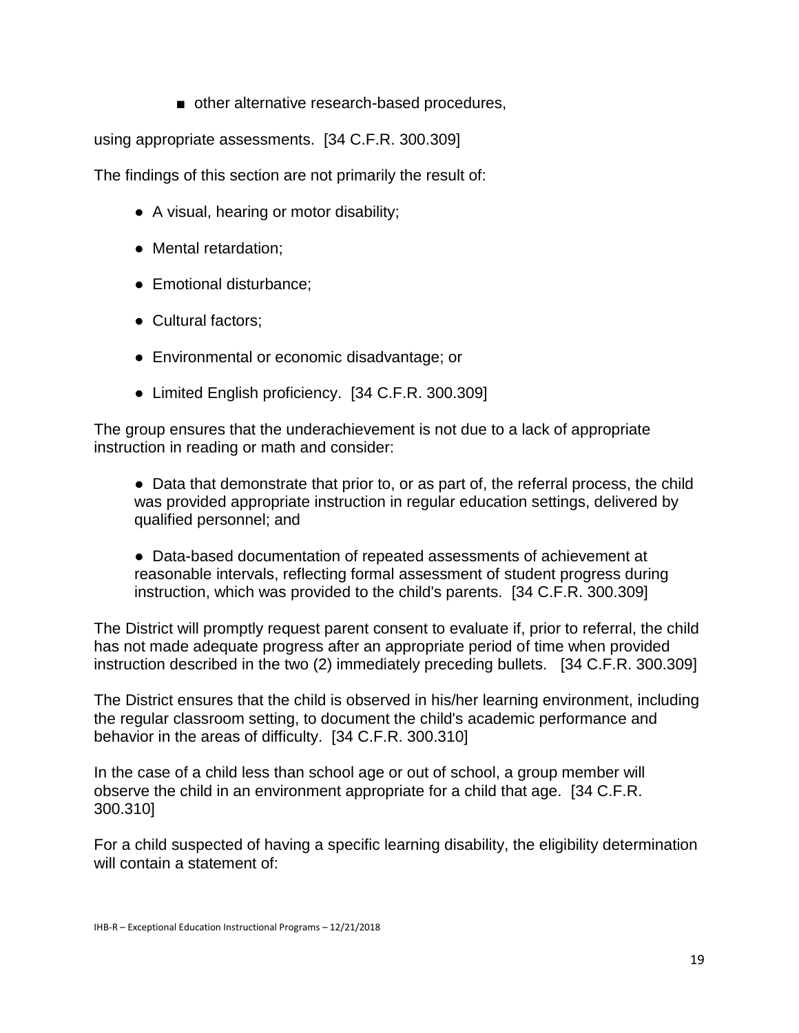- ■ other alternative research-based procedures,

using appropriate assessments. [34 C.F.R. 300.309]

The findings of this section are not primarily the result of:

- A visual, hearing or motor disability;
- Mental retardation;
- Emotional disturbance;
- Cultural factors;
- Environmental or economic disadvantage; or
- Limited English proficiency. [34 C.F.R. 300.309]

The group ensures that the underachievement is not due to a lack of appropriate instruction in reading or math and consider:

- Data that demonstrate that prior to, or as part of, the referral process, the child was provided appropriate instruction in regular education settings, delivered by qualified personnel; and
- Data-based documentation of repeated assessments of achievement at reasonable intervals, reflecting formal assessment of student progress during instruction, which was provided to the child's parents. [34 C.F.R. 300.309]

The District will promptly request parent consent to evaluate if, prior to referral, the child has not made adequate progress after an appropriate period of time when provided instruction described in the two (2) immediately preceding bullets. [34 C.F.R. 300.309]

The District ensures that the child is observed in his/her learning environment, including the regular classroom setting, to document the child's academic performance and behavior in the areas of difficulty. [34 C.F.R. 300.310]

In the case of a child less than school age or out of school, a group member will observe the child in an environment appropriate for a child that age. [34 C.F.R. 300.310]

For a child suspected of having a specific learning disability, the eligibility determination will contain a statement of: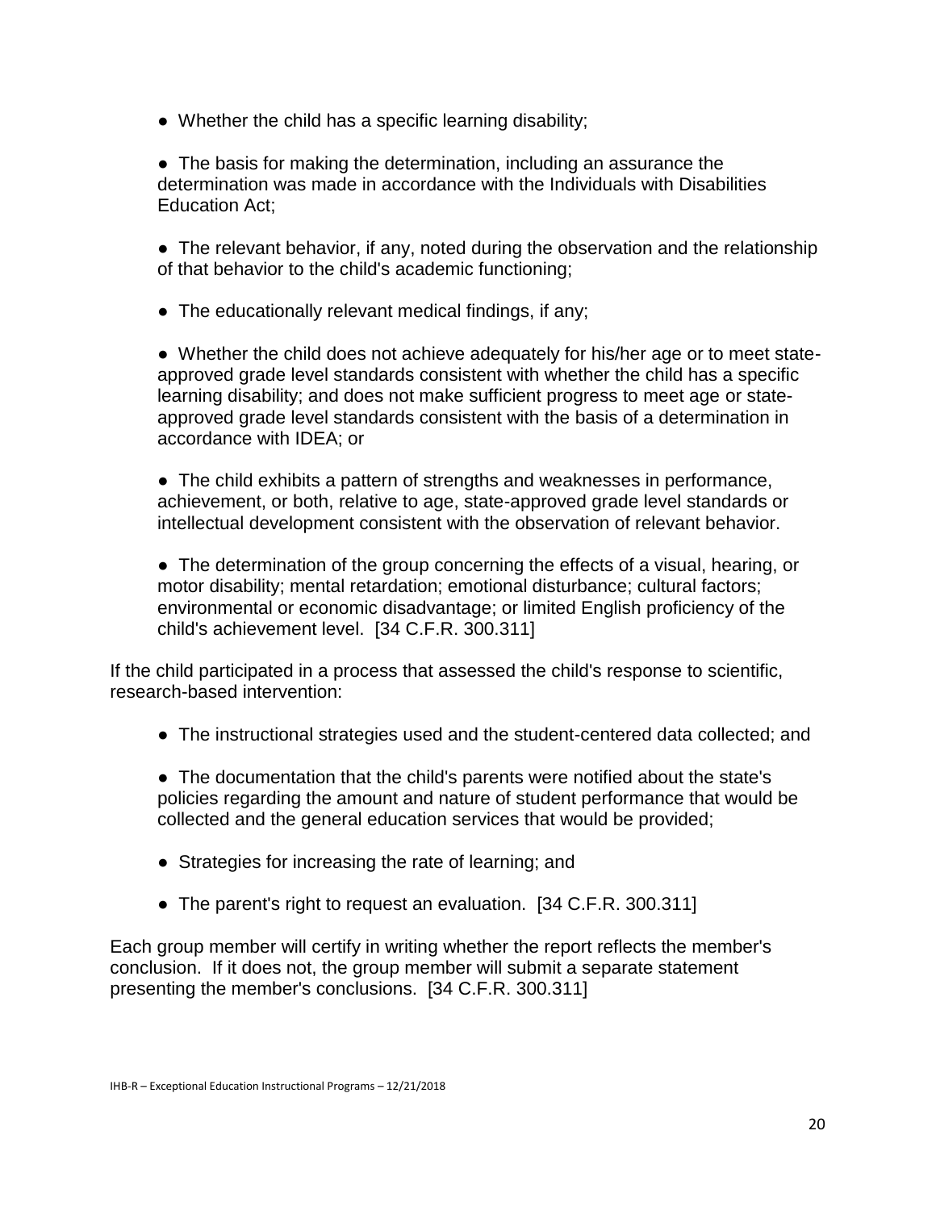- Whether the child has a specific learning disability;

- The basis for making the determination, including an assurance the determination was made in accordance with the Individuals with Disabilities Education Act;

- The relevant behavior, if any, noted during the observation and the relationship of that behavior to the child's academic functioning;

- The educationally relevant medical findings, if any;

- Whether the child does not achieve adequately for his/her age or to meet state-approved grade level standards consistent with whether the child has a specific learning disability; and does not make sufficient progress to meet age or state-approved grade level standards consistent with the basis of a determination in accordance with IDEA; or

- The child exhibits a pattern of strengths and weaknesses in performance, achievement, or both, relative to age, state-approved grade level standards or intellectual development consistent with the observation of relevant behavior.

- The determination of the group concerning the effects of a visual, hearing, or motor disability; mental retardation; emotional disturbance; cultural factors; environmental or economic disadvantage; or limited English proficiency of the child's achievement level. [34 C.F.R. 300.311]

If the child participated in a process that assessed the child's response to scientific, research-based intervention:

- The instructional strategies used and the student-centered data collected; and

- The documentation that the child's parents were notified about the state's policies regarding the amount and nature of student performance that would be collected and the general education services that would be provided;

- Strategies for increasing the rate of learning; and

- The parent's right to request an evaluation. [34 C.F.R. 300.311]

Each group member will certify in writing whether the report reflects the member's conclusion. If it does not, the group member will submit a separate statement presenting the member's conclusions. [34 C.F.R. 300.311]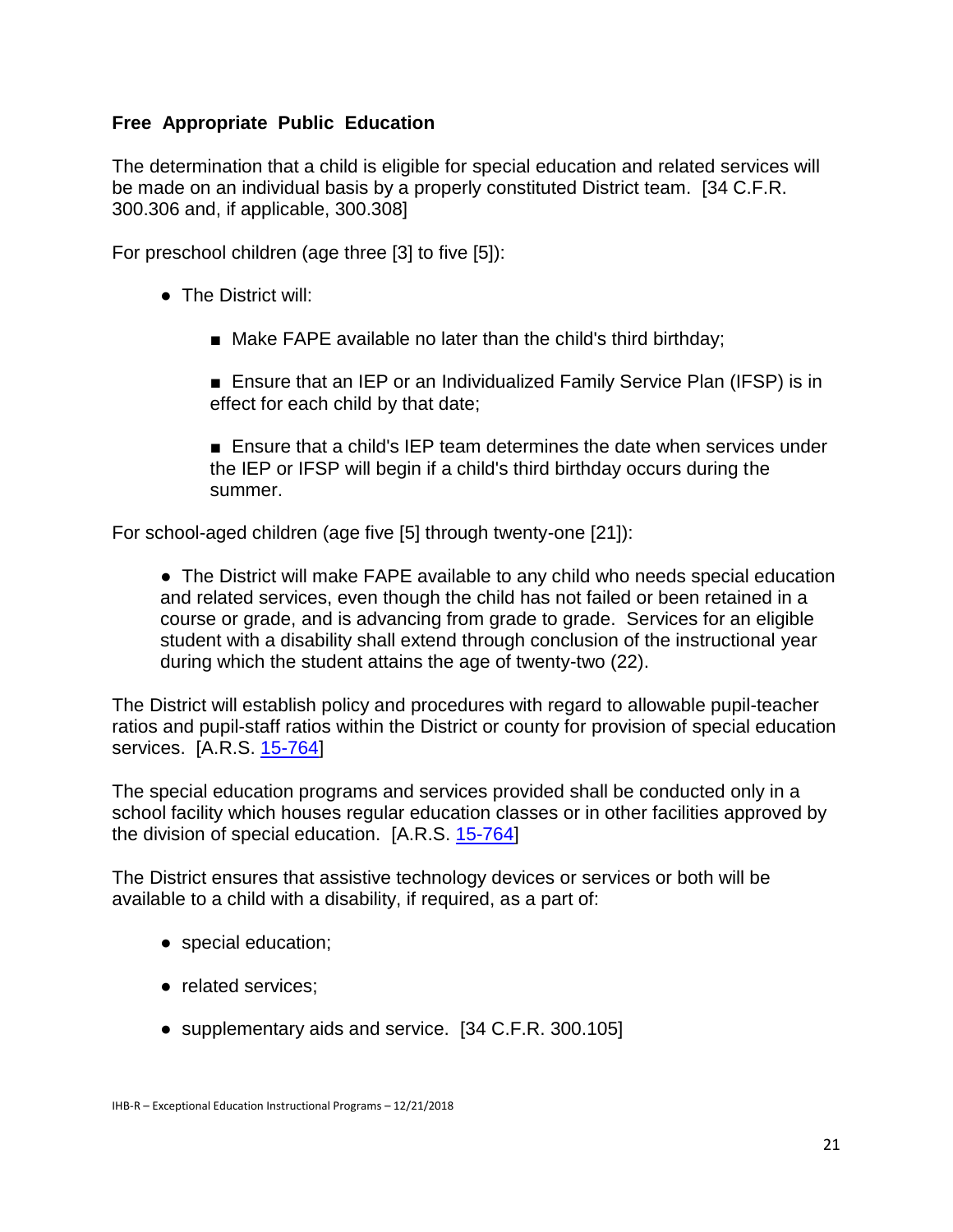**Free Appropriate Public Education**

The determination that a child is eligible for special education and related services will be made on an individual basis by a properly constituted District team. [34 C.F.R. 300.306 and, if applicable, 300.308]

For preschool children (age three [3] to five [5]):

- The District will:
  - Make FAPE available no later than the child's third birthday;
  - Ensure that an IEP or an Individualized Family Service Plan (IFSP) is in effect for each child by that date;
  - Ensure that a child's IEP team determines the date when services under the IEP or IFSP will begin if a child's third birthday occurs during the summer.

For school-aged children (age five [5] through twenty-one [21]):

- The District will make FAPE available to any child who needs special education and related services, even though the child has not failed or been retained in a course or grade, and is advancing from grade to grade. Services for an eligible student with a disability shall extend through conclusion of the instructional year during which the student attains the age of twenty-two (22).

The District will establish policy and procedures with regard to allowable pupil-teacher ratios and pupil-staff ratios within the District or county for provision of special education services. [A.R.S. 15-764]

The special education programs and services provided shall be conducted only in a school facility which houses regular education classes or in other facilities approved by the division of special education. [A.R.S. 15-764]

The District ensures that assistive technology devices or services or both will be available to a child with a disability, if required, as a part of:

- special education;
- related services;
- supplementary aids and service. [34 C.F.R. 300.105]

IHB-R – Exceptional Education Instructional Programs – 12/21/2018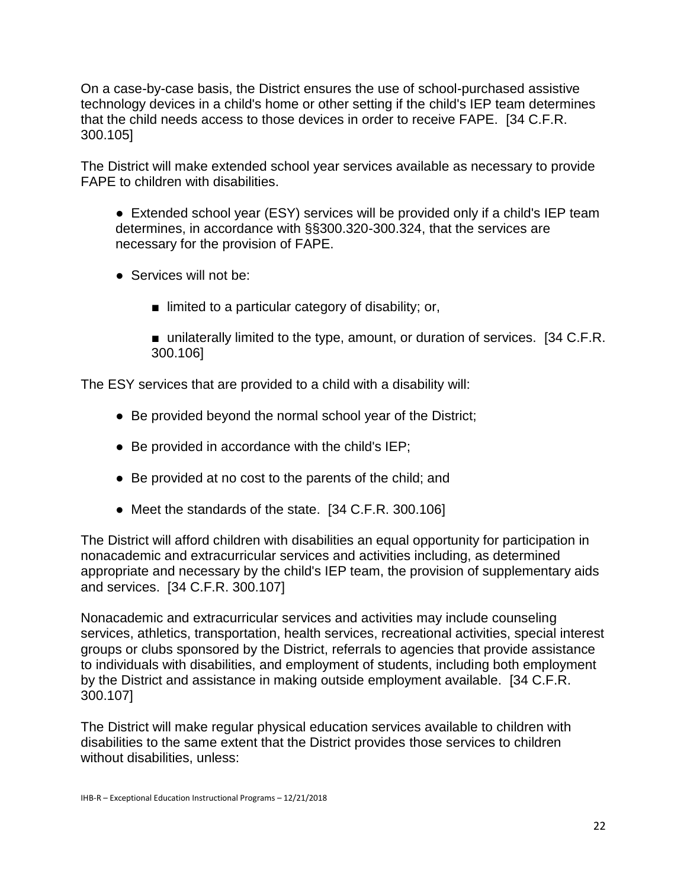On a case-by-case basis, the District ensures the use of school-purchased assistive technology devices in a child's home or other setting if the child's IEP team determines that the child needs access to those devices in order to receive FAPE. [34 C.F.R. 300.105]

The District will make extended school year services available as necessary to provide FAPE to children with disabilities.

- Extended school year (ESY) services will be provided only if a child's IEP team determines, in accordance with §§300.320-300.324, that the services are necessary for the provision of FAPE.
- Services will not be:
  - limited to a particular category of disability; or,
  - unilaterally limited to the type, amount, or duration of services. [34 C.F.R. 300.106]

The ESY services that are provided to a child with a disability will:

- Be provided beyond the normal school year of the District;
- Be provided in accordance with the child's IEP;
- Be provided at no cost to the parents of the child; and
- Meet the standards of the state. [34 C.F.R. 300.106]

The District will afford children with disabilities an equal opportunity for participation in nonacademic and extracurricular services and activities including, as determined appropriate and necessary by the child's IEP team, the provision of supplementary aids and services. [34 C.F.R. 300.107]

Nonacademic and extracurricular services and activities may include counseling services, athletics, transportation, health services, recreational activities, special interest groups or clubs sponsored by the District, referrals to agencies that provide assistance to individuals with disabilities, and employment of students, including both employment by the District and assistance in making outside employment available. [34 C.F.R. 300.107]

The District will make regular physical education services available to children with disabilities to the same extent that the District provides those services to children without disabilities, unless: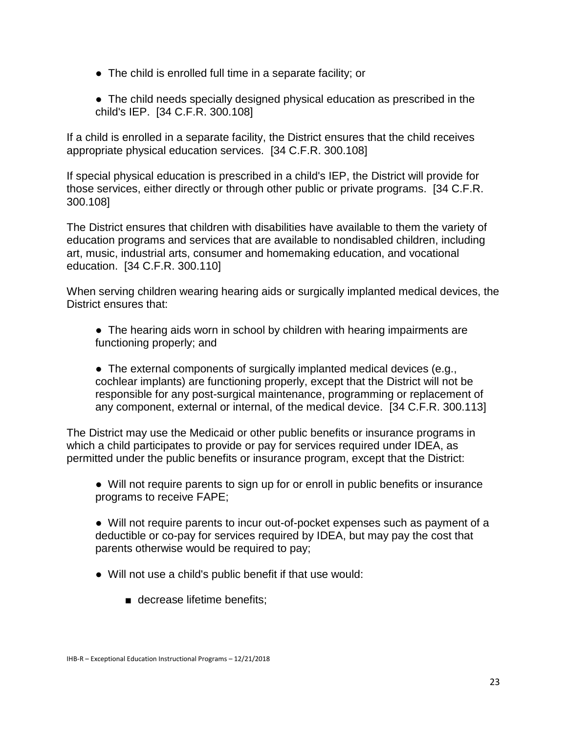- The child is enrolled full time in a separate facility; or

- The child needs specially designed physical education as prescribed in the child's IEP. [34 C.F.R. 300.108]

If a child is enrolled in a separate facility, the District ensures that the child receives appropriate physical education services. [34 C.F.R. 300.108]

If special physical education is prescribed in a child's IEP, the District will provide for those services, either directly or through other public or private programs. [34 C.F.R. 300.108]

The District ensures that children with disabilities have available to them the variety of education programs and services that are available to nondisabled children, including art, music, industrial arts, consumer and homemaking education, and vocational education. [34 C.F.R. 300.110]

When serving children wearing hearing aids or surgically implanted medical devices, the District ensures that:

- The hearing aids worn in school by children with hearing impairments are functioning properly; and

- The external components of surgically implanted medical devices (e.g., cochlear implants) are functioning properly, except that the District will not be responsible for any post-surgical maintenance, programming or replacement of any component, external or internal, of the medical device. [34 C.F.R. 300.113]

The District may use the Medicaid or other public benefits or insurance programs in which a child participates to provide or pay for services required under IDEA, as permitted under the public benefits or insurance program, except that the District:

- Will not require parents to sign up for or enroll in public benefits or insurance programs to receive FAPE;

- Will not require parents to incur out-of-pocket expenses such as payment of a deductible or co-pay for services required by IDEA, but may pay the cost that parents otherwise would be required to pay;

- Will not use a child's public benefit if that use would:

    - decrease lifetime benefits;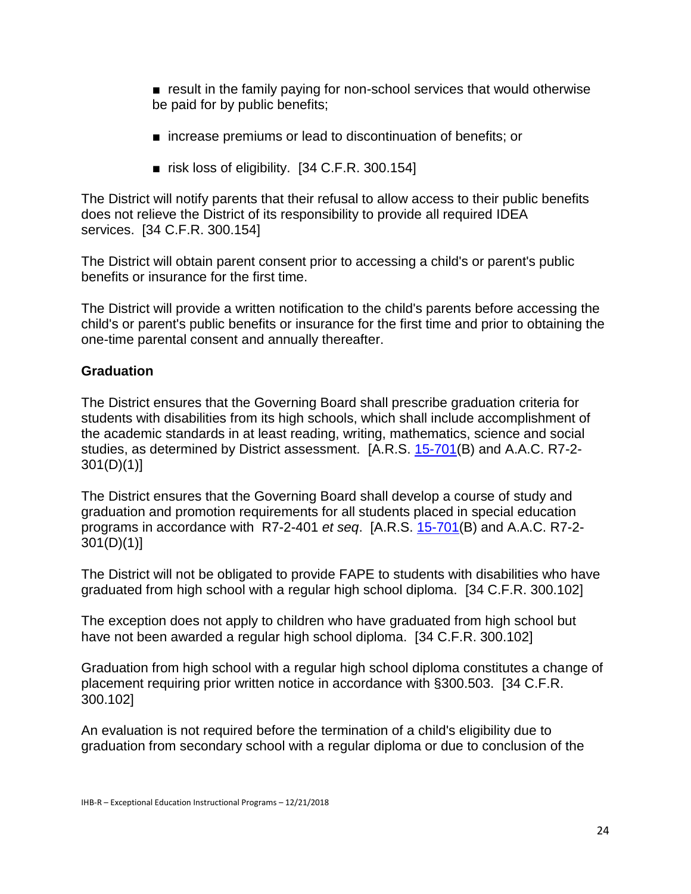- result in the family paying for non-school services that would otherwise be paid for by public benefits;
- increase premiums or lead to discontinuation of benefits; or
- risk loss of eligibility. [34 C.F.R. 300.154]

The District will notify parents that their refusal to allow access to their public benefits does not relieve the District of its responsibility to provide all required IDEA services. [34 C.F.R. 300.154]

The District will obtain parent consent prior to accessing a child's or parent's public benefits or insurance for the first time.

The District will provide a written notification to the child's parents before accessing the child's or parent's public benefits or insurance for the first time and prior to obtaining the one-time parental consent and annually thereafter.

**Graduation**

The District ensures that the Governing Board shall prescribe graduation criteria for students with disabilities from its high schools, which shall include accomplishment of the academic standards in at least reading, writing, mathematics, science and social studies, as determined by District assessment. [A.R.S. 15-701(B) and A.A.C. R7-2-301(D)(1)]

The District ensures that the Governing Board shall develop a course of study and graduation and promotion requirements for all students placed in special education programs in accordance with R7-2-401 *et seq*. [A.R.S. 15-701(B) and A.A.C. R7-2-301(D)(1)]

The District will not be obligated to provide FAPE to students with disabilities who have graduated from high school with a regular high school diploma. [34 C.F.R. 300.102]

The exception does not apply to children who have graduated from high school but have not been awarded a regular high school diploma. [34 C.F.R. 300.102]

Graduation from high school with a regular high school diploma constitutes a change of placement requiring prior written notice in accordance with §300.503. [34 C.F.R. 300.102]

An evaluation is not required before the termination of a child's eligibility due to graduation from secondary school with a regular diploma or due to conclusion of the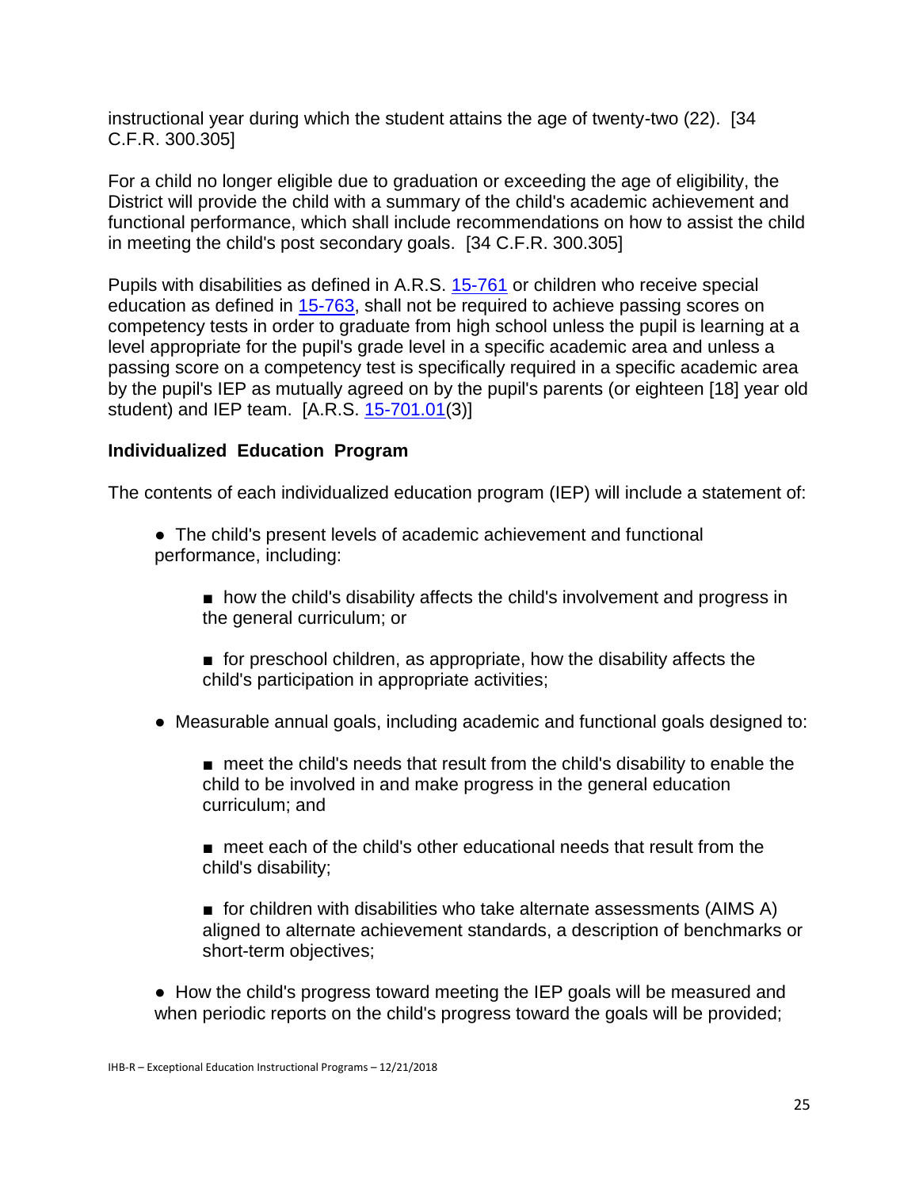instructional year during which the student attains the age of twenty-two (22). [34 C.F.R. 300.305]

For a child no longer eligible due to graduation or exceeding the age of eligibility, the District will provide the child with a summary of the child's academic achievement and functional performance, which shall include recommendations on how to assist the child in meeting the child's post secondary goals. [34 C.F.R. 300.305]

Pupils with disabilities as defined in A.R.S. 15-761 or children who receive special education as defined in 15-763, shall not be required to achieve passing scores on competency tests in order to graduate from high school unless the pupil is learning at a level appropriate for the pupil's grade level in a specific academic area and unless a passing score on a competency test is specifically required in a specific academic area by the pupil's IEP as mutually agreed on by the pupil's parents (or eighteen [18] year old student) and IEP team. [A.R.S. 15-701.01(3)]

**Individualized Education Program**

The contents of each individualized education program (IEP) will include a statement of:

- The child's present levels of academic achievement and functional performance, including:
  - how the child's disability affects the child's involvement and progress in the general curriculum; or
  - for preschool children, as appropriate, how the disability affects the child's participation in appropriate activities;
- Measurable annual goals, including academic and functional goals designed to:
  - meet the child's needs that result from the child's disability to enable the child to be involved in and make progress in the general education curriculum; and
  - meet each of the child's other educational needs that result from the child's disability;
  - for children with disabilities who take alternate assessments (AIMS A) aligned to alternate achievement standards, a description of benchmarks or short-term objectives;
- How the child's progress toward meeting the IEP goals will be measured and when periodic reports on the child's progress toward the goals will be provided;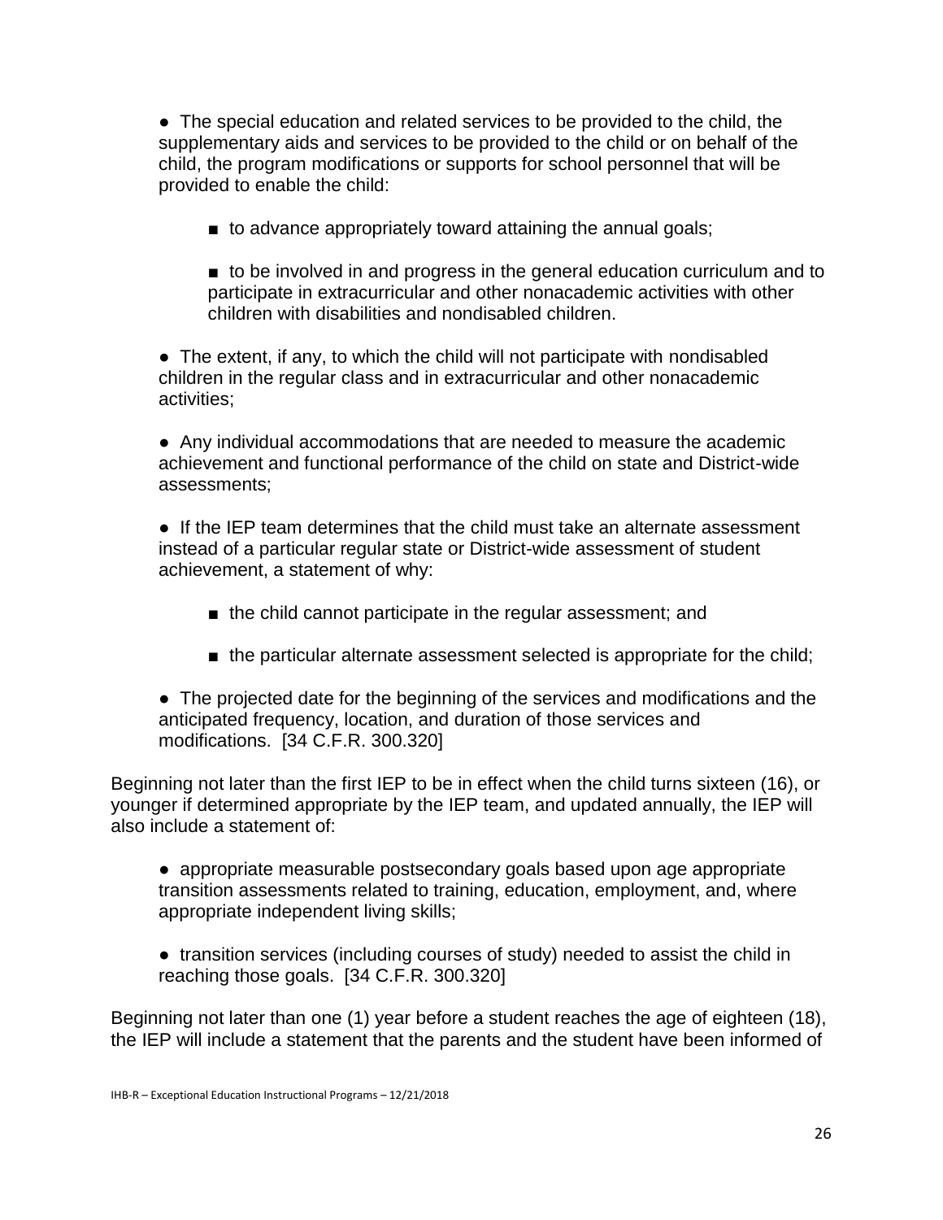- The special education and related services to be provided to the child, the supplementary aids and services to be provided to the child or on behalf of the child, the program modifications or supports for school personnel that will be provided to enable the child:

  - to advance appropriately toward attaining the annual goals;

  - to be involved in and progress in the general education curriculum and to participate in extracurricular and other nonacademic activities with other children with disabilities and nondisabled children.

- The extent, if any, to which the child will not participate with nondisabled children in the regular class and in extracurricular and other nonacademic activities;

- Any individual accommodations that are needed to measure the academic achievement and functional performance of the child on state and District-wide assessments;

- If the IEP team determines that the child must take an alternate assessment instead of a particular regular state or District-wide assessment of student achievement, a statement of why:

  - the child cannot participate in the regular assessment; and

  - the particular alternate assessment selected is appropriate for the child;

- The projected date for the beginning of the services and modifications and the anticipated frequency, location, and duration of those services and modifications. [34 C.F.R. 300.320]

Beginning not later than the first IEP to be in effect when the child turns sixteen (16), or younger if determined appropriate by the IEP team, and updated annually, the IEP will also include a statement of:

- appropriate measurable postsecondary goals based upon age appropriate transition assessments related to training, education, employment, and, where appropriate independent living skills;

- transition services (including courses of study) needed to assist the child in reaching those goals. [34 C.F.R. 300.320]

Beginning not later than one (1) year before a student reaches the age of eighteen (18), the IEP will include a statement that the parents and the student have been informed of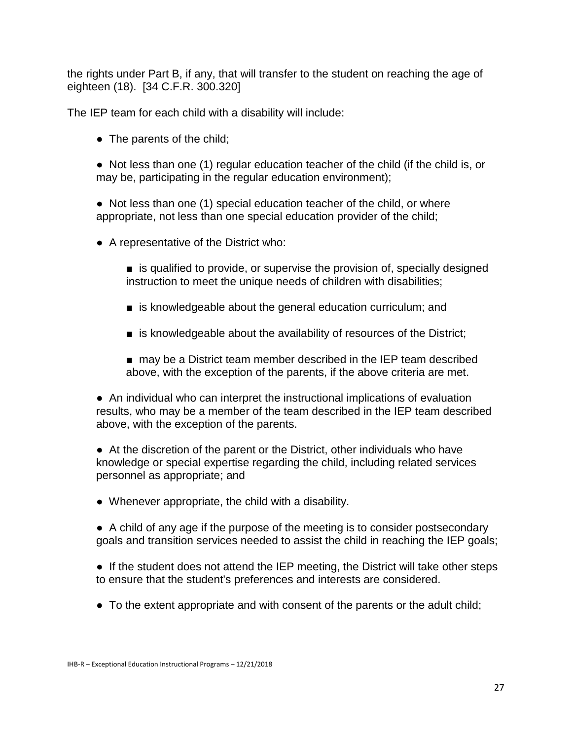the rights under Part B, if any, that will transfer to the student on reaching the age of eighteen (18). [34 C.F.R. 300.320]

The IEP team for each child with a disability will include:

- The parents of the child;

- Not less than one (1) regular education teacher of the child (if the child is, or may be, participating in the regular education environment);

- Not less than one (1) special education teacher of the child, or where appropriate, not less than one special education provider of the child;

- A representative of the District who:

  - is qualified to provide, or supervise the provision of, specially designed instruction to meet the unique needs of children with disabilities;

  - is knowledgeable about the general education curriculum; and

  - is knowledgeable about the availability of resources of the District;

  - may be a District team member described in the IEP team described above, with the exception of the parents, if the above criteria are met.

- An individual who can interpret the instructional implications of evaluation results, who may be a member of the team described in the IEP team described above, with the exception of the parents.

- At the discretion of the parent or the District, other individuals who have knowledge or special expertise regarding the child, including related services personnel as appropriate; and

- Whenever appropriate, the child with a disability.

- A child of any age if the purpose of the meeting is to consider postsecondary goals and transition services needed to assist the child in reaching the IEP goals;

- If the student does not attend the IEP meeting, the District will take other steps to ensure that the student's preferences and interests are considered.

- To the extent appropriate and with consent of the parents or the adult child;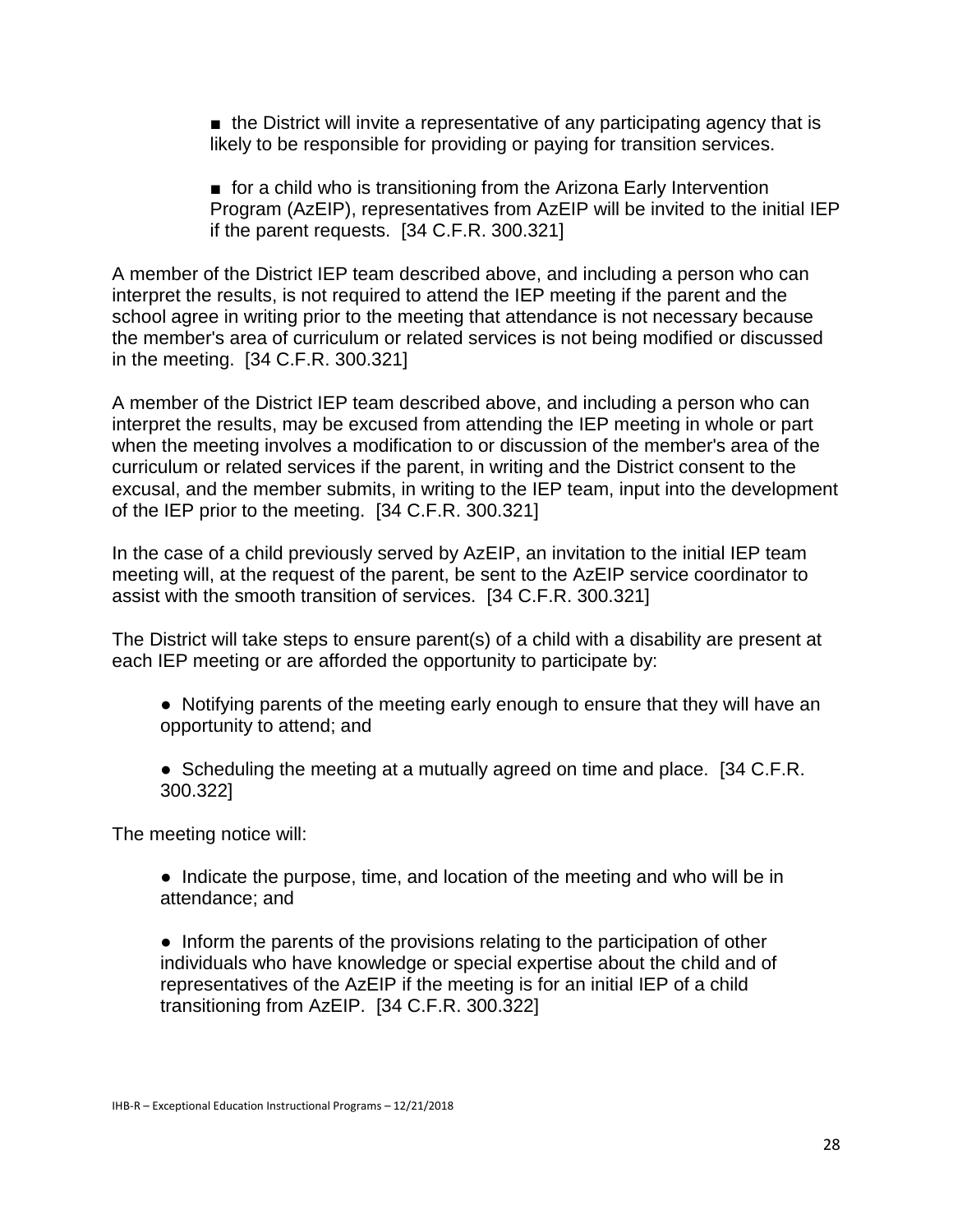- the District will invite a representative of any participating agency that is likely to be responsible for providing or paying for transition services.

- for a child who is transitioning from the Arizona Early Intervention Program (AzEIP), representatives from AzEIP will be invited to the initial IEP if the parent requests. [34 C.F.R. 300.321]

A member of the District IEP team described above, and including a person who can interpret the results, is not required to attend the IEP meeting if the parent and the school agree in writing prior to the meeting that attendance is not necessary because the member's area of curriculum or related services is not being modified or discussed in the meeting. [34 C.F.R. 300.321]

A member of the District IEP team described above, and including a person who can interpret the results, may be excused from attending the IEP meeting in whole or part when the meeting involves a modification to or discussion of the member's area of the curriculum or related services if the parent, in writing and the District consent to the excusal, and the member submits, in writing to the IEP team, input into the development of the IEP prior to the meeting. [34 C.F.R. 300.321]

In the case of a child previously served by AzEIP, an invitation to the initial IEP team meeting will, at the request of the parent, be sent to the AzEIP service coordinator to assist with the smooth transition of services. [34 C.F.R. 300.321]

The District will take steps to ensure parent(s) of a child with a disability are present at each IEP meeting or are afforded the opportunity to participate by:

- Notifying parents of the meeting early enough to ensure that they will have an opportunity to attend; and

- Scheduling the meeting at a mutually agreed on time and place. [34 C.F.R. 300.322]

The meeting notice will:

- Indicate the purpose, time, and location of the meeting and who will be in attendance; and

- Inform the parents of the provisions relating to the participation of other individuals who have knowledge or special expertise about the child and of representatives of the AzEIP if the meeting is for an initial IEP of a child transitioning from AzEIP. [34 C.F.R. 300.322]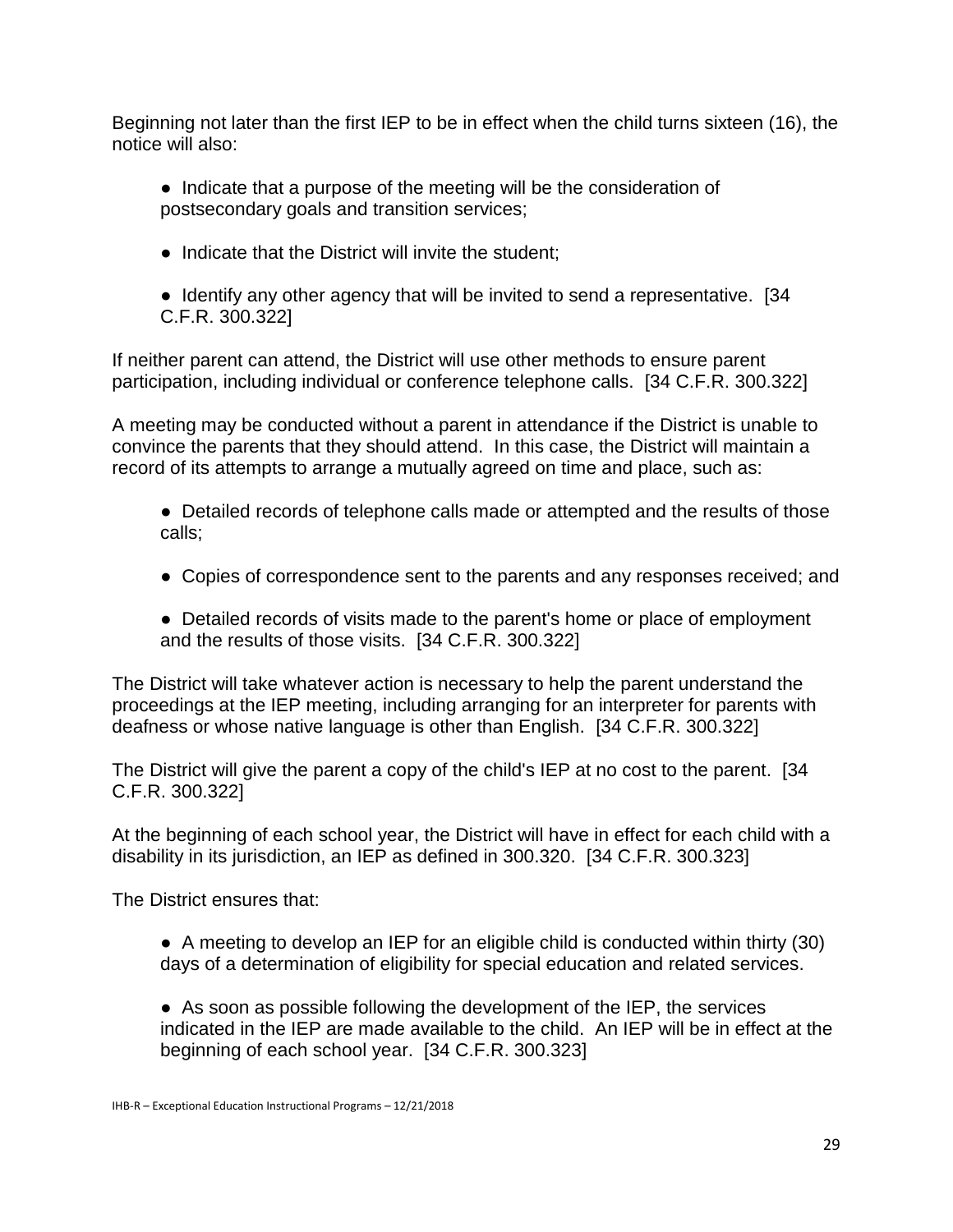Beginning not later than the first IEP to be in effect when the child turns sixteen (16), the notice will also:

- Indicate that a purpose of the meeting will be the consideration of postsecondary goals and transition services;
- Indicate that the District will invite the student;
- Identify any other agency that will be invited to send a representative. [34 C.F.R. 300.322]

If neither parent can attend, the District will use other methods to ensure parent participation, including individual or conference telephone calls. [34 C.F.R. 300.322]

A meeting may be conducted without a parent in attendance if the District is unable to convince the parents that they should attend. In this case, the District will maintain a record of its attempts to arrange a mutually agreed on time and place, such as:

- Detailed records of telephone calls made or attempted and the results of those calls;
- Copies of correspondence sent to the parents and any responses received; and
- Detailed records of visits made to the parent's home or place of employment and the results of those visits. [34 C.F.R. 300.322]

The District will take whatever action is necessary to help the parent understand the proceedings at the IEP meeting, including arranging for an interpreter for parents with deafness or whose native language is other than English. [34 C.F.R. 300.322]

The District will give the parent a copy of the child's IEP at no cost to the parent. [34 C.F.R. 300.322]

At the beginning of each school year, the District will have in effect for each child with a disability in its jurisdiction, an IEP as defined in 300.320. [34 C.F.R. 300.323]

The District ensures that:

- A meeting to develop an IEP for an eligible child is conducted within thirty (30) days of a determination of eligibility for special education and related services.
- As soon as possible following the development of the IEP, the services indicated in the IEP are made available to the child. An IEP will be in effect at the beginning of each school year. [34 C.F.R. 300.323]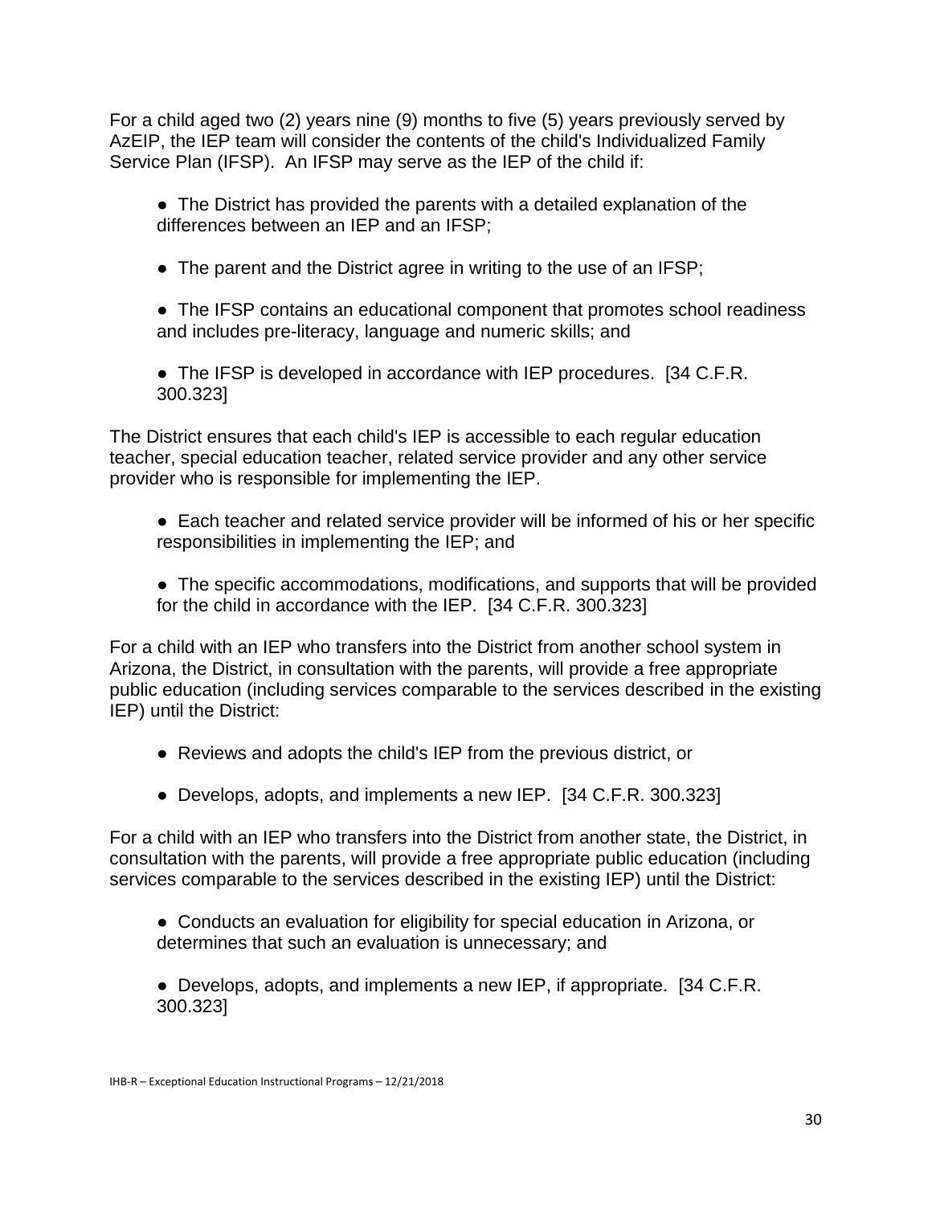For a child aged two (2) years nine (9) months to five (5) years previously served by AzEIP, the IEP team will consider the contents of the child's Individualized Family Service Plan (IFSP). An IFSP may serve as the IEP of the child if:

- The District has provided the parents with a detailed explanation of the differences between an IEP and an IFSP;
- The parent and the District agree in writing to the use of an IFSP;
- The IFSP contains an educational component that promotes school readiness and includes pre-literacy, language and numeric skills; and
- The IFSP is developed in accordance with IEP procedures. [34 C.F.R. 300.323]

The District ensures that each child's IEP is accessible to each regular education teacher, special education teacher, related service provider and any other service provider who is responsible for implementing the IEP.

- Each teacher and related service provider will be informed of his or her specific responsibilities in implementing the IEP; and
- The specific accommodations, modifications, and supports that will be provided for the child in accordance with the IEP. [34 C.F.R. 300.323]

For a child with an IEP who transfers into the District from another school system in Arizona, the District, in consultation with the parents, will provide a free appropriate public education (including services comparable to the services described in the existing IEP) until the District:

- Reviews and adopts the child's IEP from the previous district, or
- Develops, adopts, and implements a new IEP. [34 C.F.R. 300.323]

For a child with an IEP who transfers into the District from another state, the District, in consultation with the parents, will provide a free appropriate public education (including services comparable to the services described in the existing IEP) until the District:

- Conducts an evaluation for eligibility for special education in Arizona, or determines that such an evaluation is unnecessary; and
- Develops, adopts, and implements a new IEP, if appropriate. [34 C.F.R. 300.323]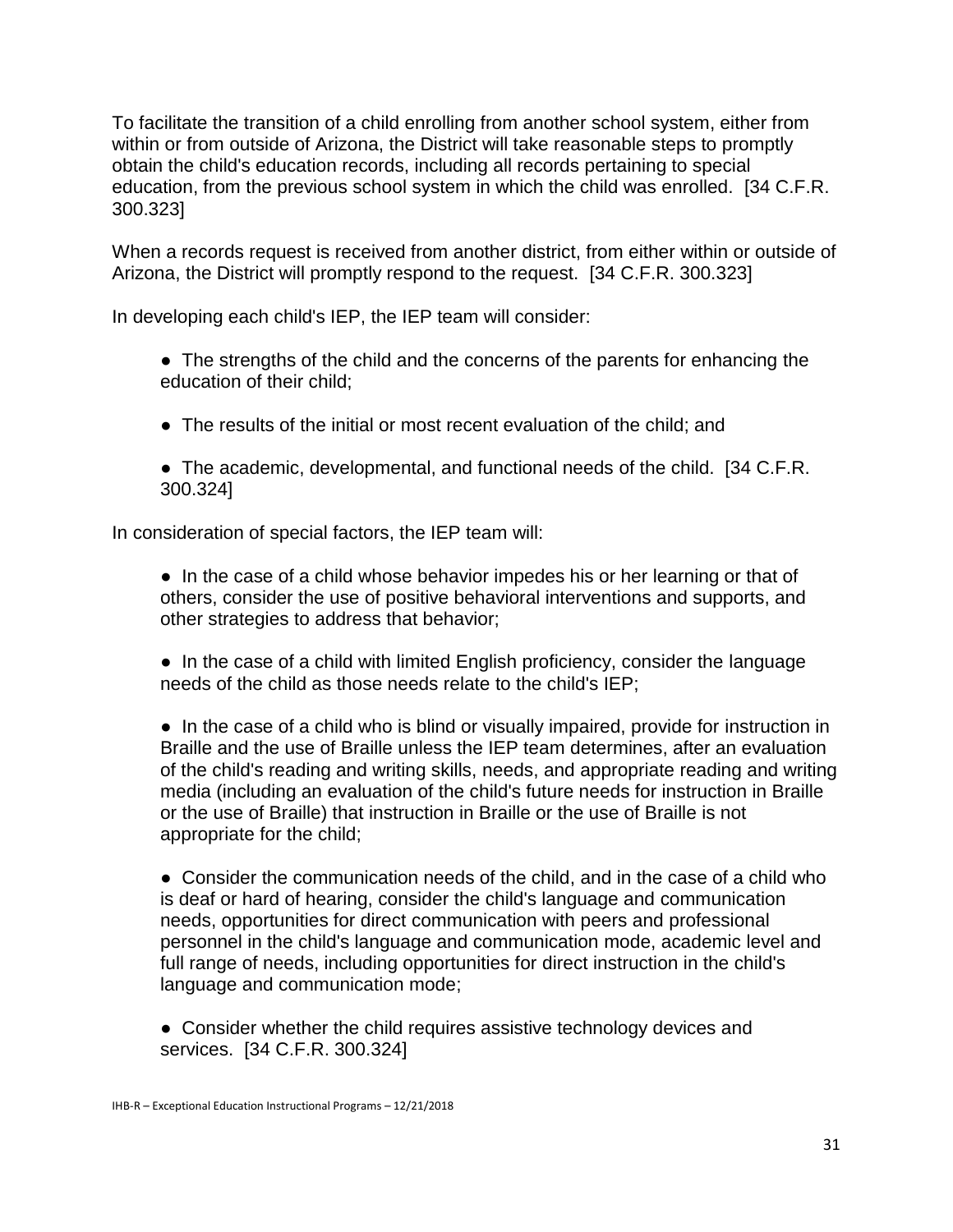To facilitate the transition of a child enrolling from another school system, either from within or from outside of Arizona, the District will take reasonable steps to promptly obtain the child's education records, including all records pertaining to special education, from the previous school system in which the child was enrolled. [34 C.F.R. 300.323]

When a records request is received from another district, from either within or outside of Arizona, the District will promptly respond to the request. [34 C.F.R. 300.323]

In developing each child's IEP, the IEP team will consider:

- The strengths of the child and the concerns of the parents for enhancing the education of their child;
- The results of the initial or most recent evaluation of the child; and
- The academic, developmental, and functional needs of the child. [34 C.F.R. 300.324]

In consideration of special factors, the IEP team will:

- In the case of a child whose behavior impedes his or her learning or that of others, consider the use of positive behavioral interventions and supports, and other strategies to address that behavior;
- In the case of a child with limited English proficiency, consider the language needs of the child as those needs relate to the child's IEP;
- In the case of a child who is blind or visually impaired, provide for instruction in Braille and the use of Braille unless the IEP team determines, after an evaluation of the child's reading and writing skills, needs, and appropriate reading and writing media (including an evaluation of the child's future needs for instruction in Braille or the use of Braille) that instruction in Braille or the use of Braille is not appropriate for the child;
- Consider the communication needs of the child, and in the case of a child who is deaf or hard of hearing, consider the child's language and communication needs, opportunities for direct communication with peers and professional personnel in the child's language and communication mode, academic level and full range of needs, including opportunities for direct instruction in the child's language and communication mode;
- Consider whether the child requires assistive technology devices and services. [34 C.F.R. 300.324]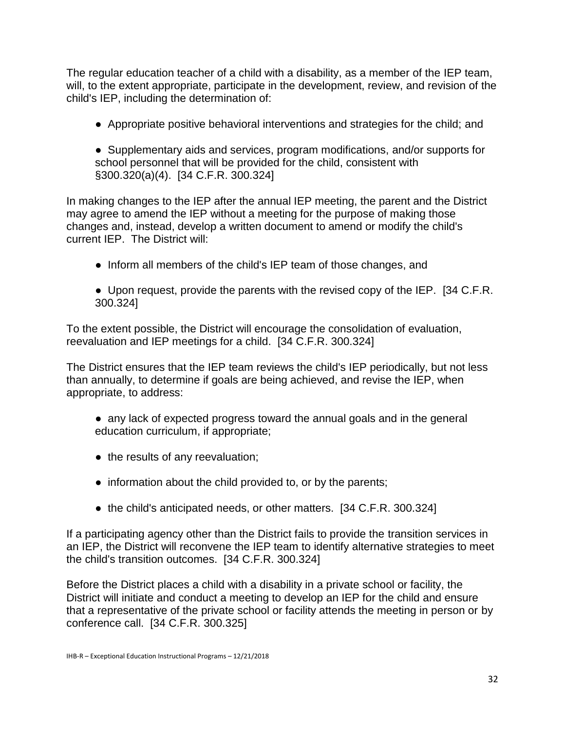The regular education teacher of a child with a disability, as a member of the IEP team, will, to the extent appropriate, participate in the development, review, and revision of the child's IEP, including the determination of:

- Appropriate positive behavioral interventions and strategies for the child; and

- Supplementary aids and services, program modifications, and/or supports for school personnel that will be provided for the child, consistent with §300.320(a)(4). [34 C.F.R. 300.324]

In making changes to the IEP after the annual IEP meeting, the parent and the District may agree to amend the IEP without a meeting for the purpose of making those changes and, instead, develop a written document to amend or modify the child's current IEP. The District will:

- Inform all members of the child's IEP team of those changes, and

- Upon request, provide the parents with the revised copy of the IEP. [34 C.F.R. 300.324]

To the extent possible, the District will encourage the consolidation of evaluation, reevaluation and IEP meetings for a child. [34 C.F.R. 300.324]

The District ensures that the IEP team reviews the child's IEP periodically, but not less than annually, to determine if goals are being achieved, and revise the IEP, when appropriate, to address:

- any lack of expected progress toward the annual goals and in the general education curriculum, if appropriate;

- the results of any reevaluation;

- information about the child provided to, or by the parents;

- the child's anticipated needs, or other matters. [34 C.F.R. 300.324]

If a participating agency other than the District fails to provide the transition services in an IEP, the District will reconvene the IEP team to identify alternative strategies to meet the child's transition outcomes. [34 C.F.R. 300.324]

Before the District places a child with a disability in a private school or facility, the District will initiate and conduct a meeting to develop an IEP for the child and ensure that a representative of the private school or facility attends the meeting in person or by conference call. [34 C.F.R. 300.325]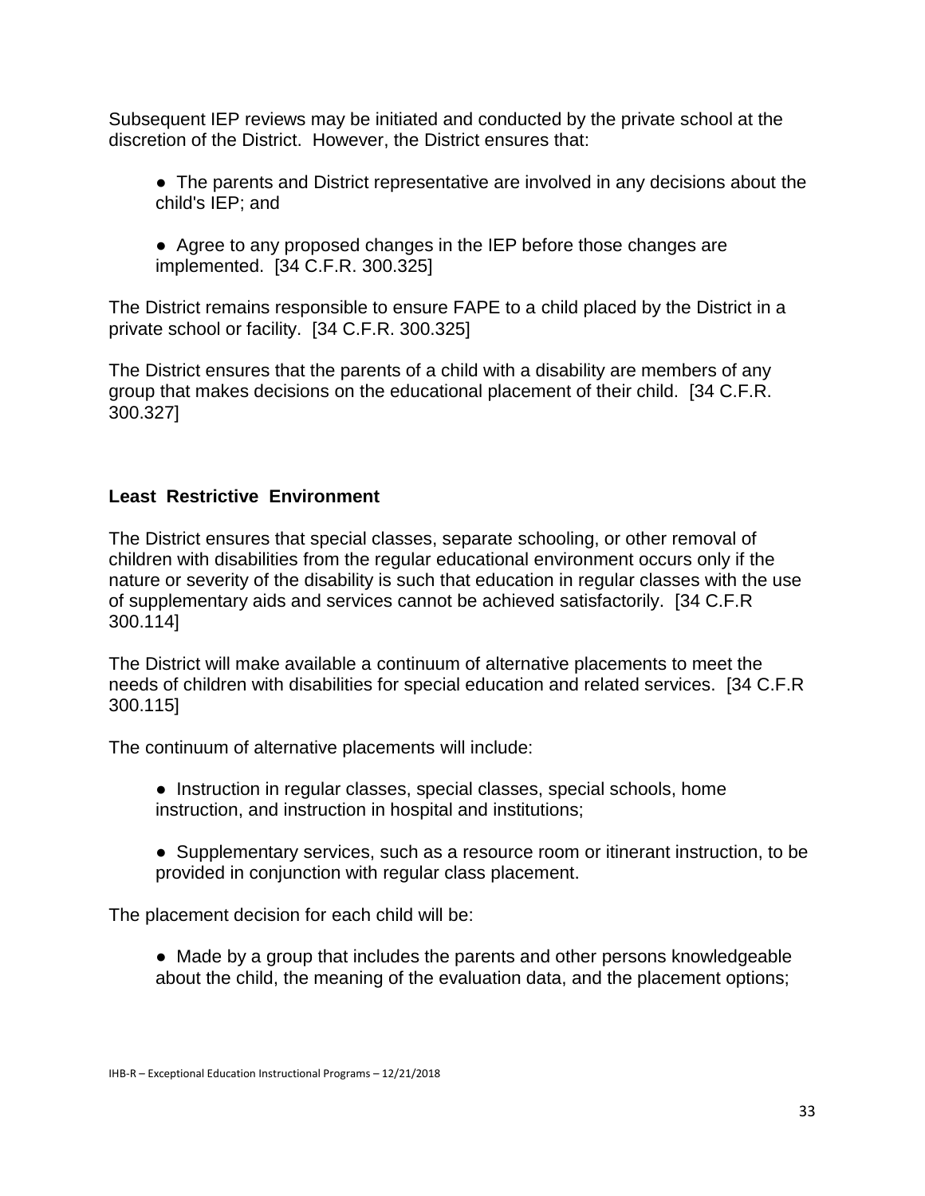Subsequent IEP reviews may be initiated and conducted by the private school at the discretion of the District. However, the District ensures that:

- The parents and District representative are involved in any decisions about the child's IEP; and

- Agree to any proposed changes in the IEP before those changes are implemented. [34 C.F.R. 300.325]

The District remains responsible to ensure FAPE to a child placed by the District in a private school or facility. [34 C.F.R. 300.325]

The District ensures that the parents of a child with a disability are members of any group that makes decisions on the educational placement of their child. [34 C.F.R. 300.327]

**Least Restrictive Environment**

The District ensures that special classes, separate schooling, or other removal of children with disabilities from the regular educational environment occurs only if the nature or severity of the disability is such that education in regular classes with the use of supplementary aids and services cannot be achieved satisfactorily. [34 C.F.R 300.114]

The District will make available a continuum of alternative placements to meet the needs of children with disabilities for special education and related services. [34 C.F.R 300.115]

The continuum of alternative placements will include:

- Instruction in regular classes, special classes, special schools, home instruction, and instruction in hospital and institutions;

- Supplementary services, such as a resource room or itinerant instruction, to be provided in conjunction with regular class placement.

The placement decision for each child will be:

- Made by a group that includes the parents and other persons knowledgeable about the child, the meaning of the evaluation data, and the placement options;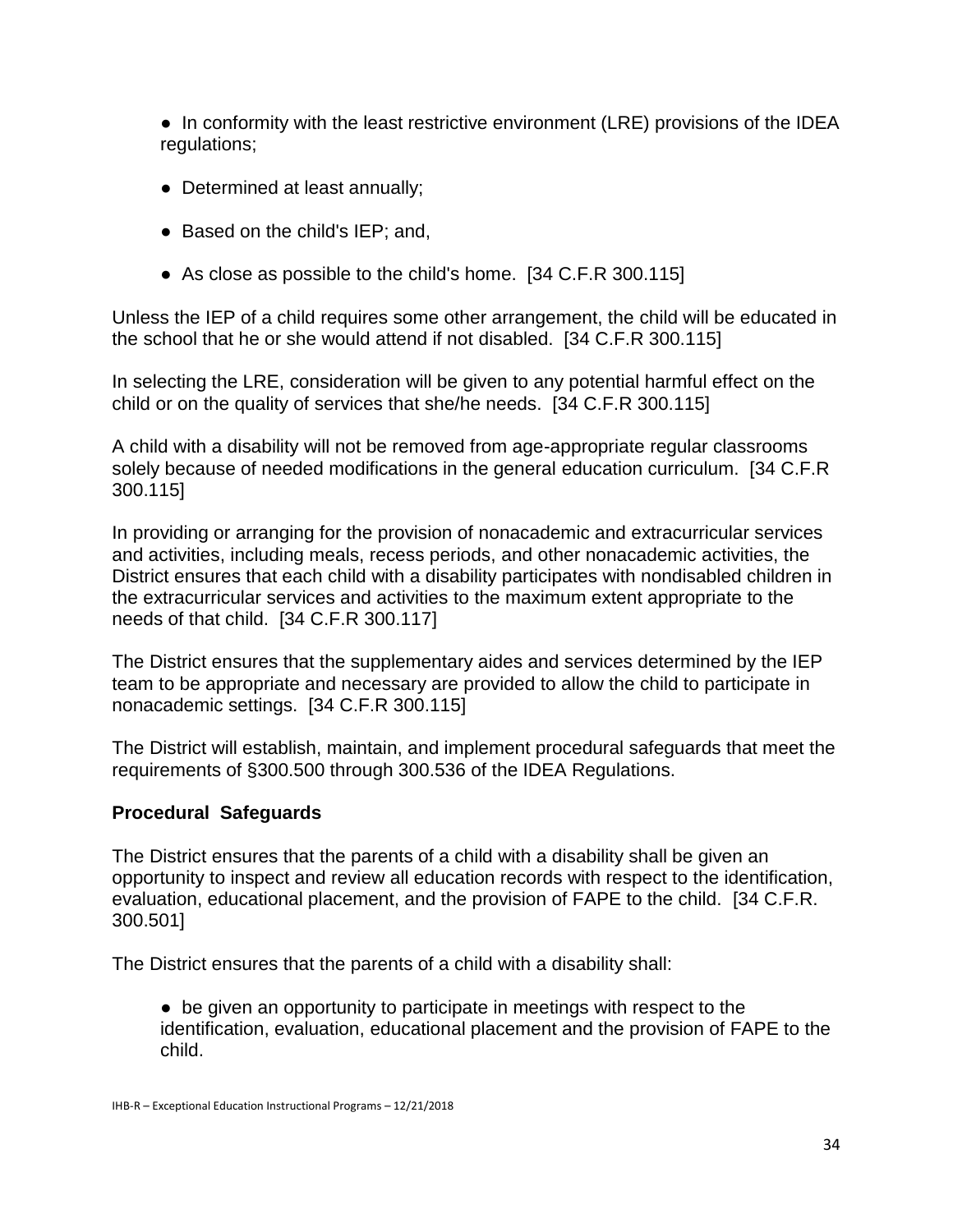- In conformity with the least restrictive environment (LRE) provisions of the IDEA regulations;
- Determined at least annually;
- Based on the child's IEP; and,
- As close as possible to the child's home. [34 C.F.R 300.115]

Unless the IEP of a child requires some other arrangement, the child will be educated in the school that he or she would attend if not disabled. [34 C.F.R 300.115]

In selecting the LRE, consideration will be given to any potential harmful effect on the child or on the quality of services that she/he needs. [34 C.F.R 300.115]

A child with a disability will not be removed from age-appropriate regular classrooms solely because of needed modifications in the general education curriculum. [34 C.F.R 300.115]

In providing or arranging for the provision of nonacademic and extracurricular services and activities, including meals, recess periods, and other nonacademic activities, the District ensures that each child with a disability participates with nondisabled children in the extracurricular services and activities to the maximum extent appropriate to the needs of that child. [34 C.F.R 300.117]

The District ensures that the supplementary aides and services determined by the IEP team to be appropriate and necessary are provided to allow the child to participate in nonacademic settings. [34 C.F.R 300.115]

The District will establish, maintain, and implement procedural safeguards that meet the requirements of §300.500 through 300.536 of the IDEA Regulations.

**Procedural Safeguards**

The District ensures that the parents of a child with a disability shall be given an opportunity to inspect and review all education records with respect to the identification, evaluation, educational placement, and the provision of FAPE to the child. [34 C.F.R. 300.501]

The District ensures that the parents of a child with a disability shall:

- be given an opportunity to participate in meetings with respect to the identification, evaluation, educational placement and the provision of FAPE to the child.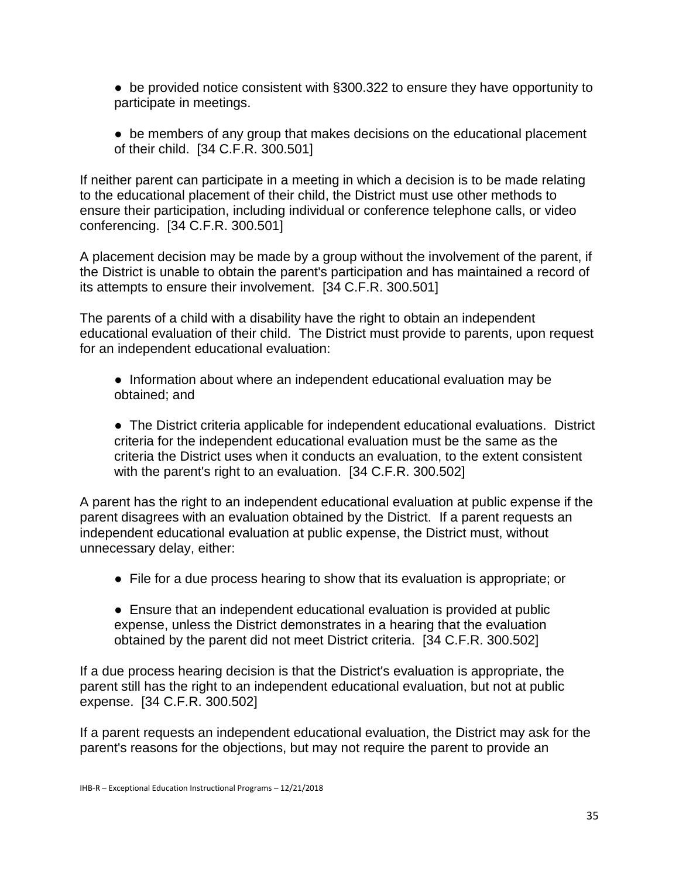- be provided notice consistent with §300.322 to ensure they have opportunity to participate in meetings.

- be members of any group that makes decisions on the educational placement of their child. [34 C.F.R. 300.501]

If neither parent can participate in a meeting in which a decision is to be made relating to the educational placement of their child, the District must use other methods to ensure their participation, including individual or conference telephone calls, or video conferencing. [34 C.F.R. 300.501]

A placement decision may be made by a group without the involvement of the parent, if the District is unable to obtain the parent's participation and has maintained a record of its attempts to ensure their involvement. [34 C.F.R. 300.501]

The parents of a child with a disability have the right to obtain an independent educational evaluation of their child. The District must provide to parents, upon request for an independent educational evaluation:

- Information about where an independent educational evaluation may be obtained; and

- The District criteria applicable for independent educational evaluations. District criteria for the independent educational evaluation must be the same as the criteria the District uses when it conducts an evaluation, to the extent consistent with the parent's right to an evaluation. [34 C.F.R. 300.502]

A parent has the right to an independent educational evaluation at public expense if the parent disagrees with an evaluation obtained by the District. If a parent requests an independent educational evaluation at public expense, the District must, without unnecessary delay, either:

- File for a due process hearing to show that its evaluation is appropriate; or

- Ensure that an independent educational evaluation is provided at public expense, unless the District demonstrates in a hearing that the evaluation obtained by the parent did not meet District criteria. [34 C.F.R. 300.502]

If a due process hearing decision is that the District's evaluation is appropriate, the parent still has the right to an independent educational evaluation, but not at public expense. [34 C.F.R. 300.502]

If a parent requests an independent educational evaluation, the District may ask for the parent's reasons for the objections, but may not require the parent to provide an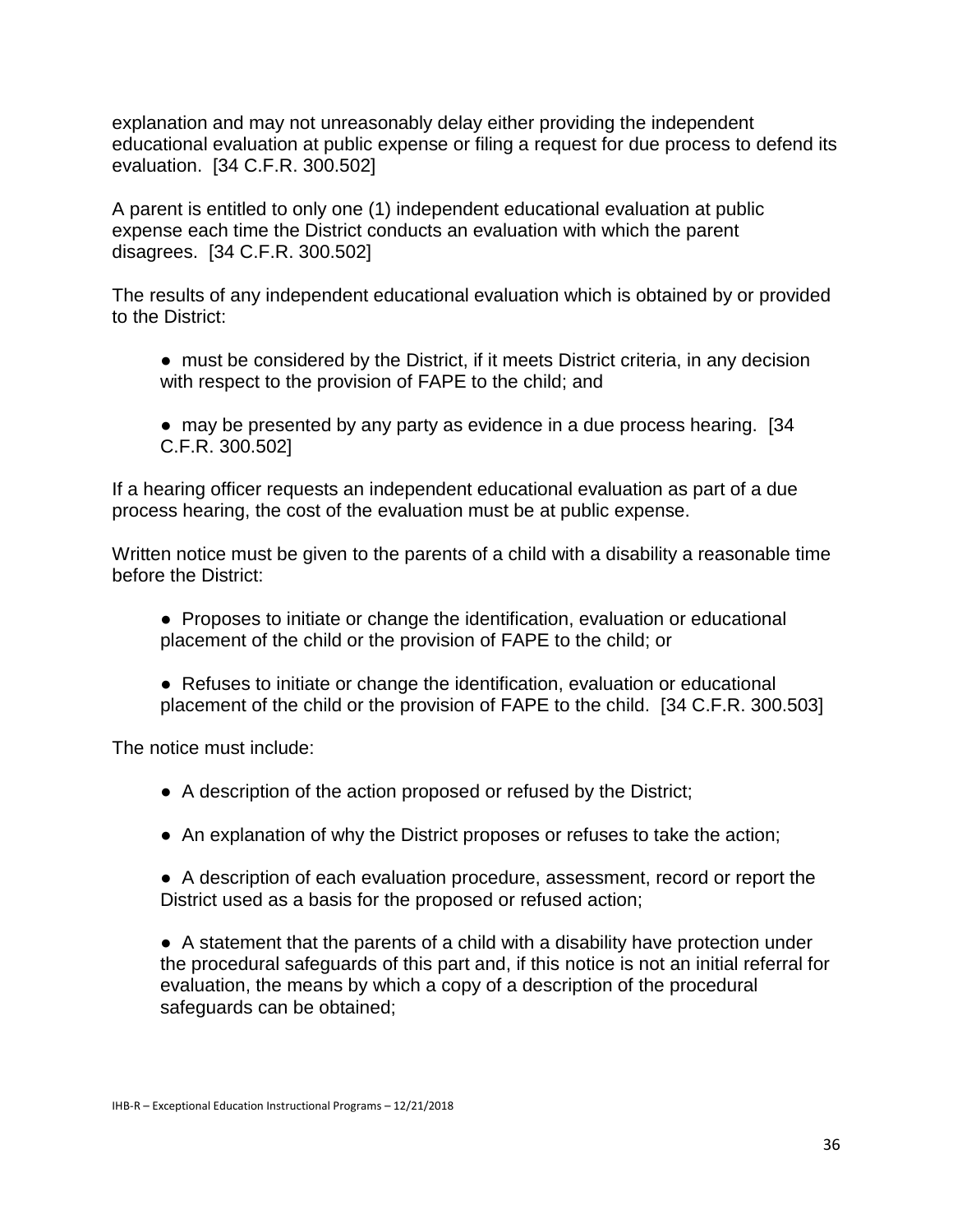explanation and may not unreasonably delay either providing the independent educational evaluation at public expense or filing a request for due process to defend its evaluation. [34 C.F.R. 300.502]

A parent is entitled to only one (1) independent educational evaluation at public expense each time the District conducts an evaluation with which the parent disagrees. [34 C.F.R. 300.502]

The results of any independent educational evaluation which is obtained by or provided to the District:

- must be considered by the District, if it meets District criteria, in any decision with respect to the provision of FAPE to the child; and
- may be presented by any party as evidence in a due process hearing. [34 C.F.R. 300.502]

If a hearing officer requests an independent educational evaluation as part of a due process hearing, the cost of the evaluation must be at public expense.

Written notice must be given to the parents of a child with a disability a reasonable time before the District:

- Proposes to initiate or change the identification, evaluation or educational placement of the child or the provision of FAPE to the child; or
- Refuses to initiate or change the identification, evaluation or educational placement of the child or the provision of FAPE to the child. [34 C.F.R. 300.503]

The notice must include:

- A description of the action proposed or refused by the District;
- An explanation of why the District proposes or refuses to take the action;
- A description of each evaluation procedure, assessment, record or report the District used as a basis for the proposed or refused action;
- A statement that the parents of a child with a disability have protection under the procedural safeguards of this part and, if this notice is not an initial referral for evaluation, the means by which a copy of a description of the procedural safeguards can be obtained;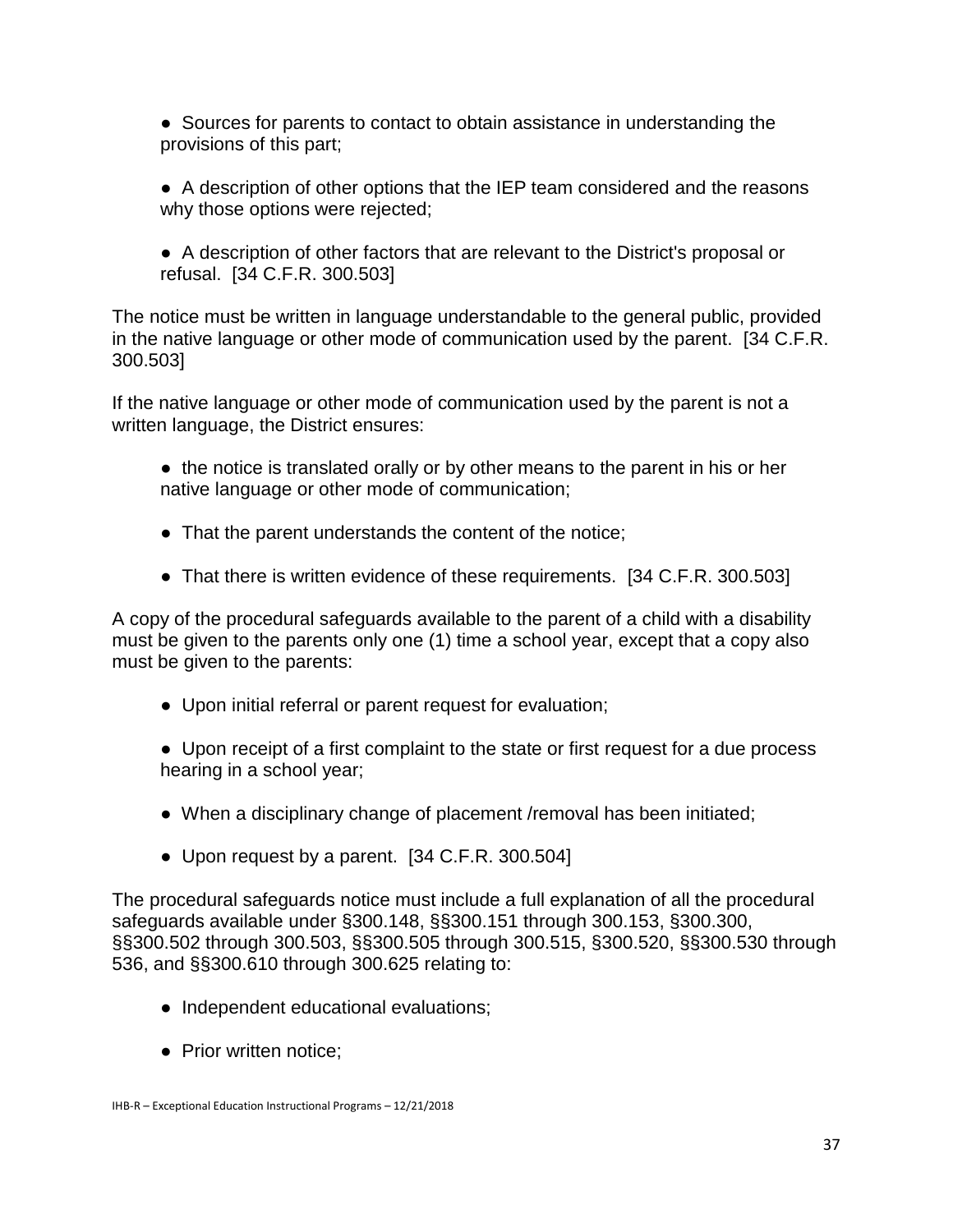- Sources for parents to contact to obtain assistance in understanding the provisions of this part;

- A description of other options that the IEP team considered and the reasons why those options were rejected;

- A description of other factors that are relevant to the District's proposal or refusal. [34 C.F.R. 300.503]

The notice must be written in language understandable to the general public, provided in the native language or other mode of communication used by the parent. [34 C.F.R. 300.503]

If the native language or other mode of communication used by the parent is not a written language, the District ensures:

- the notice is translated orally or by other means to the parent in his or her native language or other mode of communication;

- That the parent understands the content of the notice;

- That there is written evidence of these requirements. [34 C.F.R. 300.503]

A copy of the procedural safeguards available to the parent of a child with a disability must be given to the parents only one (1) time a school year, except that a copy also must be given to the parents:

- Upon initial referral or parent request for evaluation;

- Upon receipt of a first complaint to the state or first request for a due process hearing in a school year;

- When a disciplinary change of placement /removal has been initiated;

- Upon request by a parent. [34 C.F.R. 300.504]

The procedural safeguards notice must include a full explanation of all the procedural safeguards available under §300.148, §§300.151 through 300.153, §300.300, §§300.502 through 300.503, §§300.505 through 300.515, §300.520, §§300.530 through 536, and §§300.610 through 300.625 relating to:

- Independent educational evaluations;

- Prior written notice;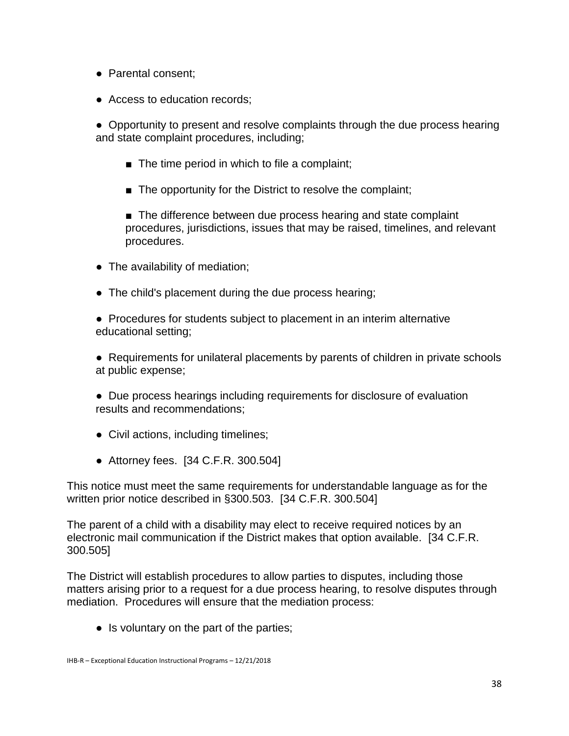- Parental consent;
- Access to education records;
- Opportunity to present and resolve complaints through the due process hearing and state complaint procedures, including;
  - The time period in which to file a complaint;
  - The opportunity for the District to resolve the complaint;
  - The difference between due process hearing and state complaint procedures, jurisdictions, issues that may be raised, timelines, and relevant procedures.
- The availability of mediation;
- The child's placement during the due process hearing;
- Procedures for students subject to placement in an interim alternative educational setting;
- Requirements for unilateral placements by parents of children in private schools at public expense;
- Due process hearings including requirements for disclosure of evaluation results and recommendations;
- Civil actions, including timelines;
- Attorney fees. [34 C.F.R. 300.504]

This notice must meet the same requirements for understandable language as for the written prior notice described in §300.503. [34 C.F.R. 300.504]

The parent of a child with a disability may elect to receive required notices by an electronic mail communication if the District makes that option available. [34 C.F.R. 300.505]

The District will establish procedures to allow parties to disputes, including those matters arising prior to a request for a due process hearing, to resolve disputes through mediation. Procedures will ensure that the mediation process:

- Is voluntary on the part of the parties;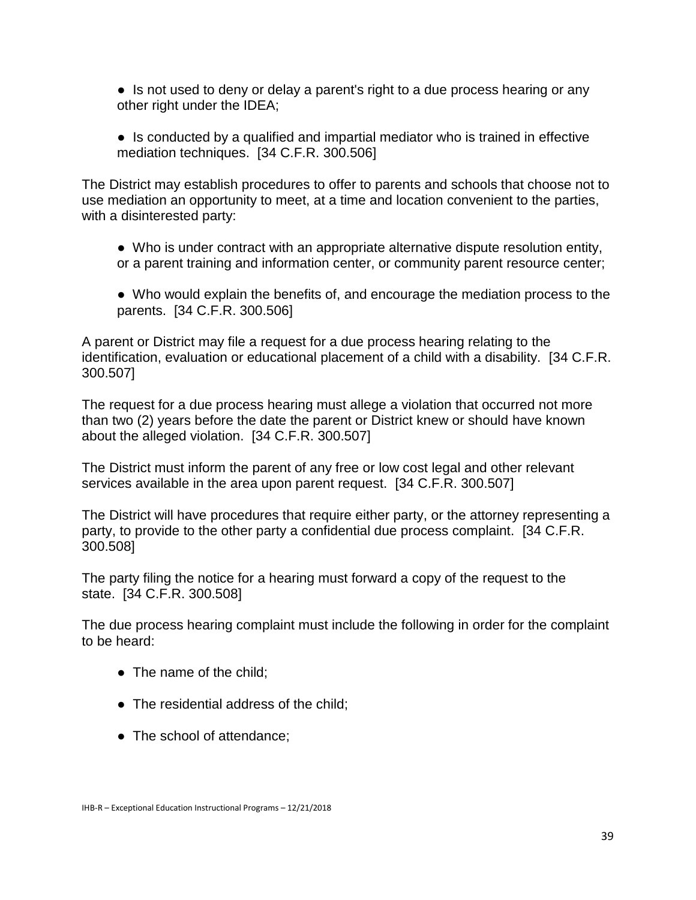- Is not used to deny or delay a parent's right to a due process hearing or any other right under the IDEA;
- Is conducted by a qualified and impartial mediator who is trained in effective mediation techniques. [34 C.F.R. 300.506]

The District may establish procedures to offer to parents and schools that choose not to use mediation an opportunity to meet, at a time and location convenient to the parties, with a disinterested party:

- Who is under contract with an appropriate alternative dispute resolution entity, or a parent training and information center, or community parent resource center;
- Who would explain the benefits of, and encourage the mediation process to the parents. [34 C.F.R. 300.506]

A parent or District may file a request for a due process hearing relating to the identification, evaluation or educational placement of a child with a disability. [34 C.F.R. 300.507]

The request for a due process hearing must allege a violation that occurred not more than two (2) years before the date the parent or District knew or should have known about the alleged violation. [34 C.F.R. 300.507]

The District must inform the parent of any free or low cost legal and other relevant services available in the area upon parent request. [34 C.F.R. 300.507]

The District will have procedures that require either party, or the attorney representing a party, to provide to the other party a confidential due process complaint. [34 C.F.R. 300.508]

The party filing the notice for a hearing must forward a copy of the request to the state. [34 C.F.R. 300.508]

The due process hearing complaint must include the following in order for the complaint to be heard:

- The name of the child;
- The residential address of the child;
- The school of attendance;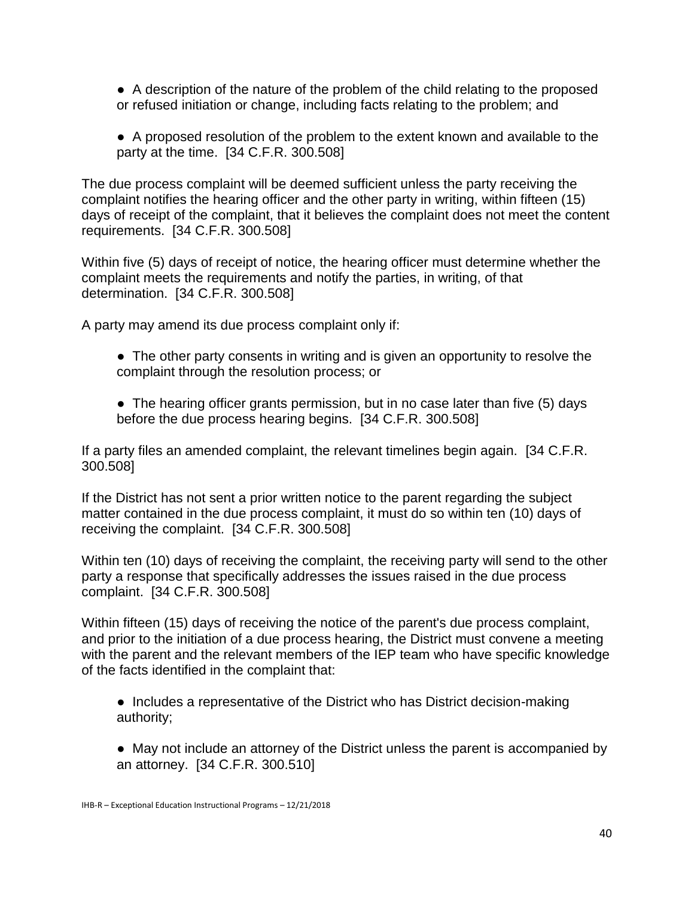- A description of the nature of the problem of the child relating to the proposed or refused initiation or change, including facts relating to the problem; and

- A proposed resolution of the problem to the extent known and available to the party at the time. [34 C.F.R. 300.508]

The due process complaint will be deemed sufficient unless the party receiving the complaint notifies the hearing officer and the other party in writing, within fifteen (15) days of receipt of the complaint, that it believes the complaint does not meet the content requirements. [34 C.F.R. 300.508]

Within five (5) days of receipt of notice, the hearing officer must determine whether the complaint meets the requirements and notify the parties, in writing, of that determination. [34 C.F.R. 300.508]

A party may amend its due process complaint only if:

- The other party consents in writing and is given an opportunity to resolve the complaint through the resolution process; or

- The hearing officer grants permission, but in no case later than five (5) days before the due process hearing begins. [34 C.F.R. 300.508]

If a party files an amended complaint, the relevant timelines begin again. [34 C.F.R. 300.508]

If the District has not sent a prior written notice to the parent regarding the subject matter contained in the due process complaint, it must do so within ten (10) days of receiving the complaint. [34 C.F.R. 300.508]

Within ten (10) days of receiving the complaint, the receiving party will send to the other party a response that specifically addresses the issues raised in the due process complaint. [34 C.F.R. 300.508]

Within fifteen (15) days of receiving the notice of the parent's due process complaint, and prior to the initiation of a due process hearing, the District must convene a meeting with the parent and the relevant members of the IEP team who have specific knowledge of the facts identified in the complaint that:

- Includes a representative of the District who has District decision-making authority;

- May not include an attorney of the District unless the parent is accompanied by an attorney. [34 C.F.R. 300.510]

IHB-R – Exceptional Education Instructional Programs – 12/21/2018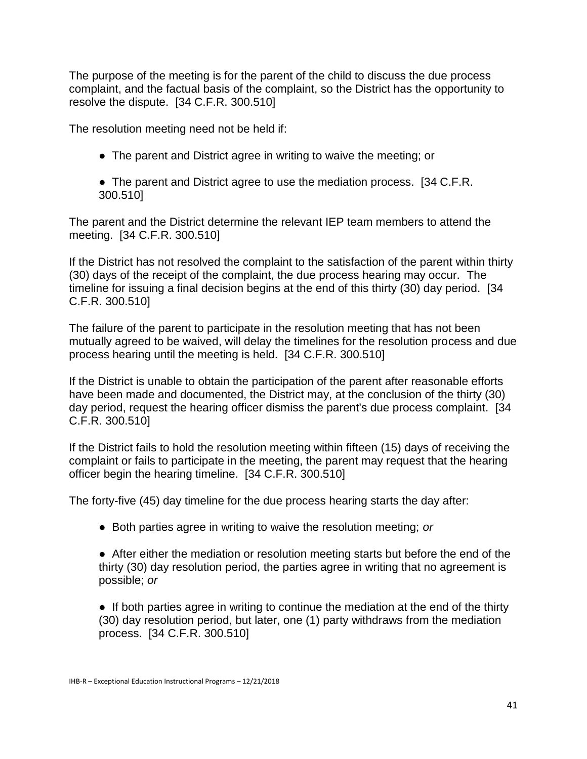The purpose of the meeting is for the parent of the child to discuss the due process complaint, and the factual basis of the complaint, so the District has the opportunity to resolve the dispute. [34 C.F.R. 300.510]

The resolution meeting need not be held if:

- The parent and District agree in writing to waive the meeting; or

- The parent and District agree to use the mediation process. [34 C.F.R. 300.510]

The parent and the District determine the relevant IEP team members to attend the meeting. [34 C.F.R. 300.510]

If the District has not resolved the complaint to the satisfaction of the parent within thirty (30) days of the receipt of the complaint, the due process hearing may occur. The timeline for issuing a final decision begins at the end of this thirty (30) day period. [34 C.F.R. 300.510]

The failure of the parent to participate in the resolution meeting that has not been mutually agreed to be waived, will delay the timelines for the resolution process and due process hearing until the meeting is held. [34 C.F.R. 300.510]

If the District is unable to obtain the participation of the parent after reasonable efforts have been made and documented, the District may, at the conclusion of the thirty (30) day period, request the hearing officer dismiss the parent's due process complaint. [34 C.F.R. 300.510]

If the District fails to hold the resolution meeting within fifteen (15) days of receiving the complaint or fails to participate in the meeting, the parent may request that the hearing officer begin the hearing timeline. [34 C.F.R. 300.510]

The forty-five (45) day timeline for the due process hearing starts the day after:

- Both parties agree in writing to waive the resolution meeting; *or*

- After either the mediation or resolution meeting starts but before the end of the thirty (30) day resolution period, the parties agree in writing that no agreement is possible; *or*

- If both parties agree in writing to continue the mediation at the end of the thirty (30) day resolution period, but later, one (1) party withdraws from the mediation process. [34 C.F.R. 300.510]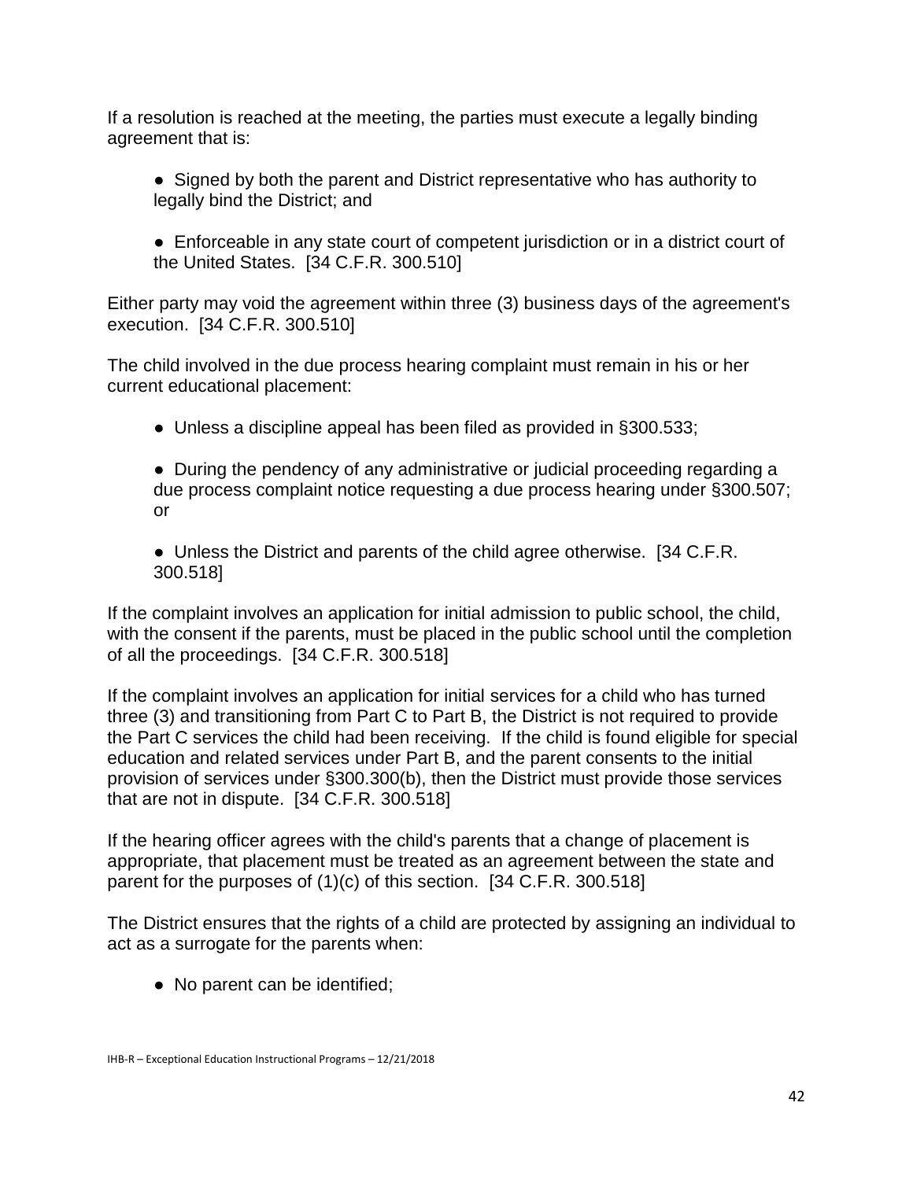If a resolution is reached at the meeting, the parties must execute a legally binding agreement that is:

- Signed by both the parent and District representative who has authority to legally bind the District; and

- Enforceable in any state court of competent jurisdiction or in a district court of the United States. [34 C.F.R. 300.510]

Either party may void the agreement within three (3) business days of the agreement's execution. [34 C.F.R. 300.510]

The child involved in the due process hearing complaint must remain in his or her current educational placement:

- Unless a discipline appeal has been filed as provided in §300.533;

- During the pendency of any administrative or judicial proceeding regarding a due process complaint notice requesting a due process hearing under §300.507; or

- Unless the District and parents of the child agree otherwise. [34 C.F.R. 300.518]

If the complaint involves an application for initial admission to public school, the child, with the consent if the parents, must be placed in the public school until the completion of all the proceedings. [34 C.F.R. 300.518]

If the complaint involves an application for initial services for a child who has turned three (3) and transitioning from Part C to Part B, the District is not required to provide the Part C services the child had been receiving. If the child is found eligible for special education and related services under Part B, and the parent consents to the initial provision of services under §300.300(b), then the District must provide those services that are not in dispute. [34 C.F.R. 300.518]

If the hearing officer agrees with the child's parents that a change of placement is appropriate, that placement must be treated as an agreement between the state and parent for the purposes of (1)(c) of this section. [34 C.F.R. 300.518]

The District ensures that the rights of a child are protected by assigning an individual to act as a surrogate for the parents when:

- No parent can be identified;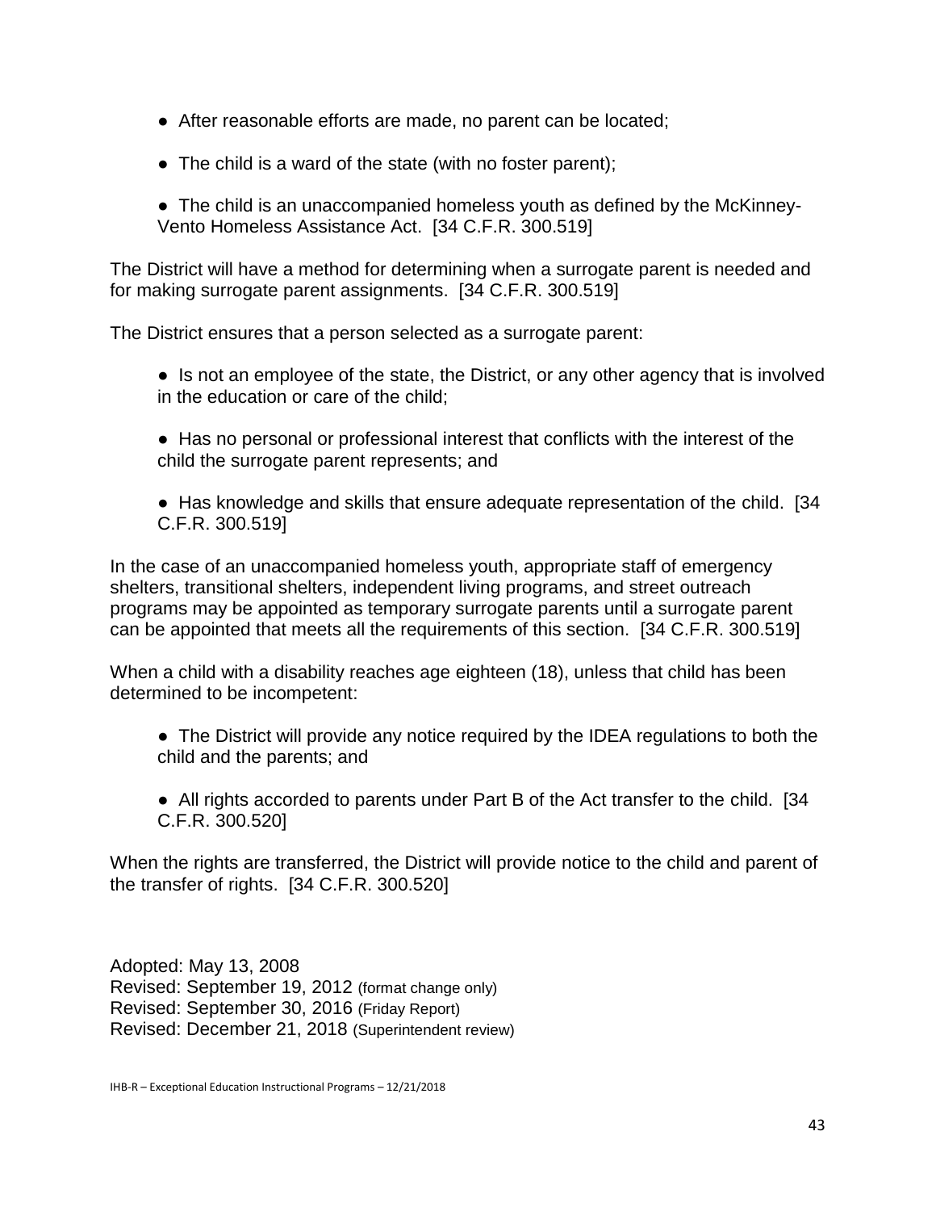- After reasonable efforts are made, no parent can be located;
- The child is a ward of the state (with no foster parent);
- The child is an unaccompanied homeless youth as defined by the McKinney-Vento Homeless Assistance Act. [34 C.F.R. 300.519]

The District will have a method for determining when a surrogate parent is needed and for making surrogate parent assignments. [34 C.F.R. 300.519]

The District ensures that a person selected as a surrogate parent:

- Is not an employee of the state, the District, or any other agency that is involved in the education or care of the child;
- Has no personal or professional interest that conflicts with the interest of the child the surrogate parent represents; and
- Has knowledge and skills that ensure adequate representation of the child. [34 C.F.R. 300.519]

In the case of an unaccompanied homeless youth, appropriate staff of emergency shelters, transitional shelters, independent living programs, and street outreach programs may be appointed as temporary surrogate parents until a surrogate parent can be appointed that meets all the requirements of this section. [34 C.F.R. 300.519]

When a child with a disability reaches age eighteen (18), unless that child has been determined to be incompetent:

- The District will provide any notice required by the IDEA regulations to both the child and the parents; and
- All rights accorded to parents under Part B of the Act transfer to the child. [34 C.F.R. 300.520]

When the rights are transferred, the District will provide notice to the child and parent of the transfer of rights. [34 C.F.R. 300.520]

Adopted: May 13, 2008
Revised: September 19, 2012 (format change only)
Revised: September 30, 2016 (Friday Report)
Revised: December 21, 2018 (Superintendent review)